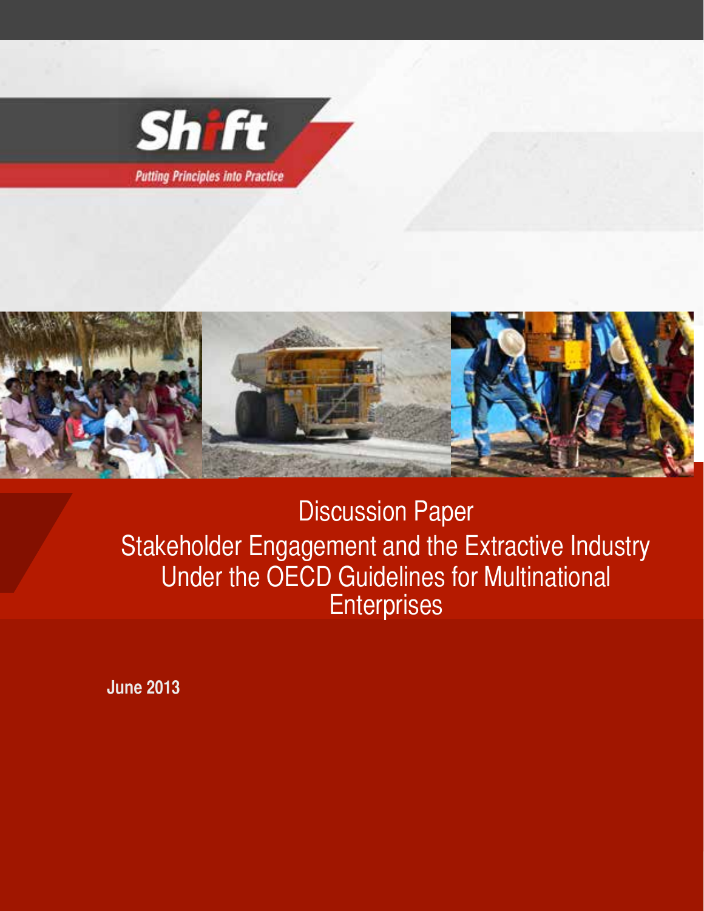Shift

*Putting Principles into Practice*

# Discussion Paper

## Stakeholder Engagement and the Extractive Industry Under the OECD Guidelines for Multinational Enterprises

**June 2013**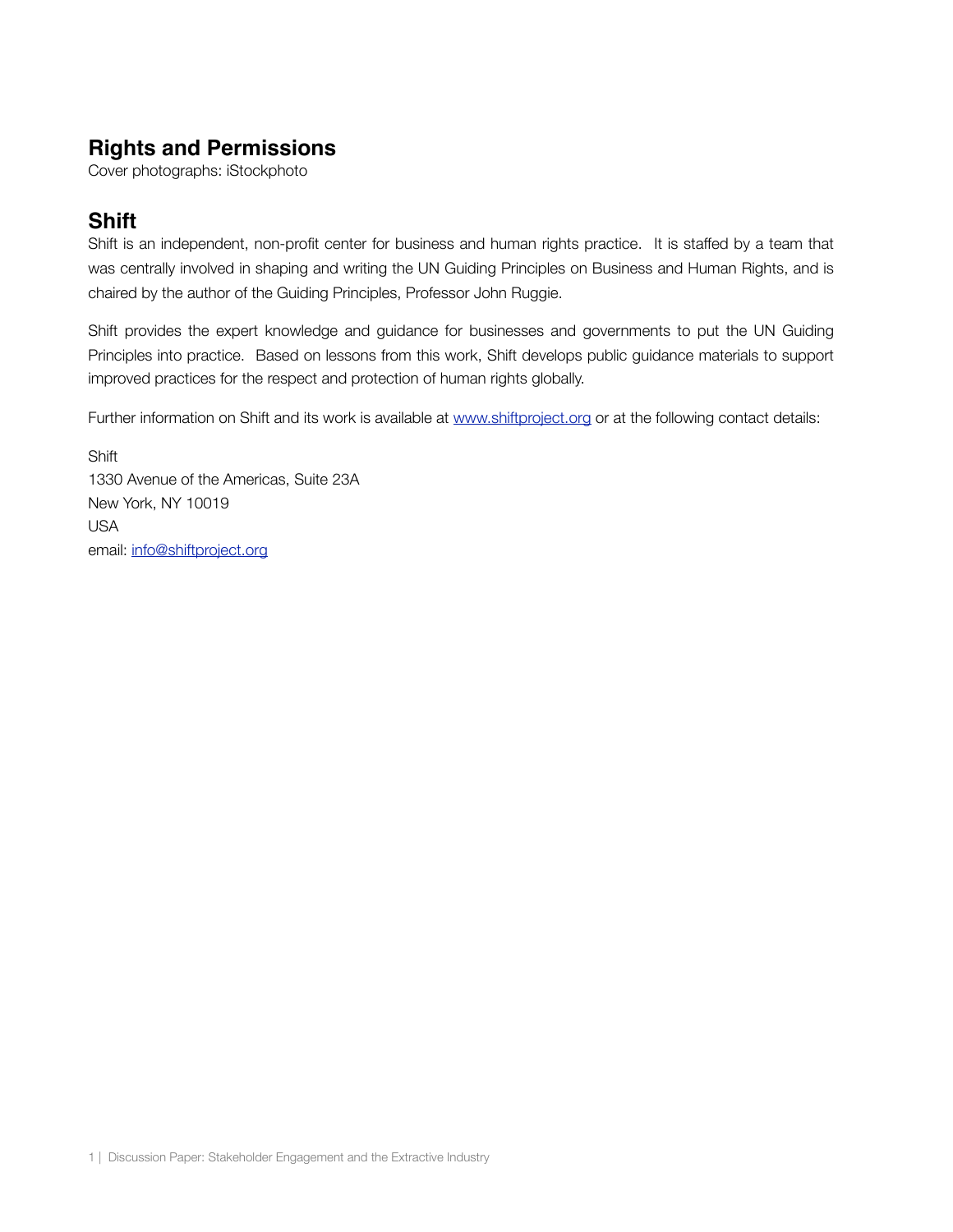## Rights and Permissions

Cover photographs: iStockphoto

## Shift

Shift is an independent, non-profit center for business and human rights practice. It is staffed by a team that was centrally involved in shaping and writing the UN Guiding Principles on Business and Human Rights, and is chaired by the author of the Guiding Principles, Professor John Ruggie.

Shift provides the expert knowledge and guidance for businesses and governments to put the UN Guiding Principles into practice. Based on lessons from this work, Shift develops public guidance materials to support improved practices for the respect and protection of human rights globally.

Further information on Shift and its work is available at [www.shiftproject.org](http://www.shiftproject.org) or at the following contact details:

Shift
1330 Avenue of the Americas, Suite 23A
New York, NY 10019
USA
email: [info@shiftproject.org](mailto:info@shiftproject.org)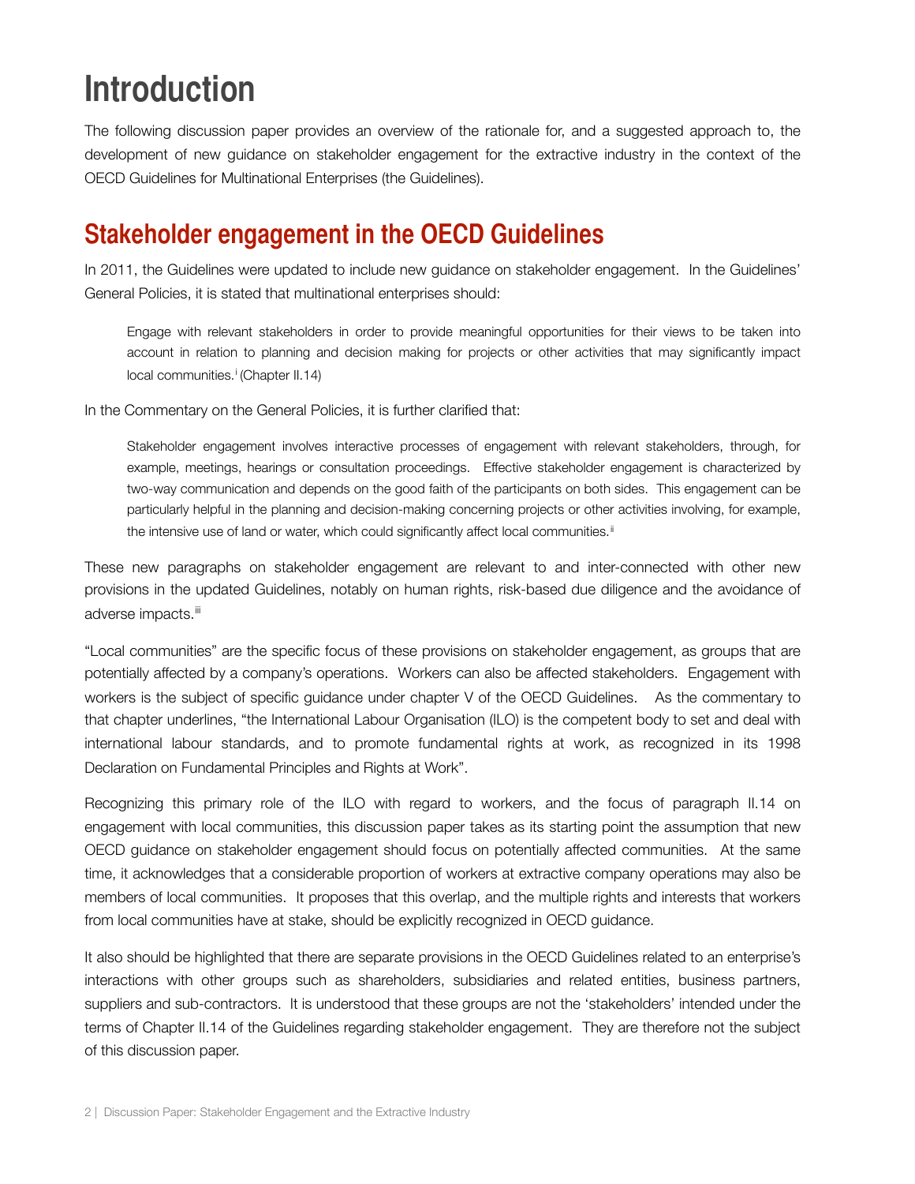# Introduction

The following discussion paper provides an overview of the rationale for, and a suggested approach to, the development of new guidance on stakeholder engagement for the extractive industry in the context of the OECD Guidelines for Multinational Enterprises (the Guidelines).

## Stakeholder engagement in the OECD Guidelines

In 2011, the Guidelines were updated to include new guidance on stakeholder engagement. In the Guidelines' General Policies, it is stated that multinational enterprises should:

> Engage with relevant stakeholders in order to provide meaningful opportunities for their views to be taken into account in relation to planning and decision making for projects or other activities that may significantly impact local communities.[i] (Chapter II.14)

In the Commentary on the General Policies, it is further clarified that:

> Stakeholder engagement involves interactive processes of engagement with relevant stakeholders, through, for example, meetings, hearings or consultation proceedings. Effective stakeholder engagement is characterized by two-way communication and depends on the good faith of the participants on both sides. This engagement can be particularly helpful in the planning and decision-making concerning projects or other activities involving, for example, the intensive use of land or water, which could significantly affect local communities.[ii]

These new paragraphs on stakeholder engagement are relevant to and inter-connected with other new provisions in the updated Guidelines, notably on human rights, risk-based due diligence and the avoidance of adverse impacts.[iii]

"Local communities" are the specific focus of these provisions on stakeholder engagement, as groups that are potentially affected by a company's operations. Workers can also be affected stakeholders. Engagement with workers is the subject of specific guidance under chapter V of the OECD Guidelines. As the commentary to that chapter underlines, "the International Labour Organisation (ILO) is the competent body to set and deal with international labour standards, and to promote fundamental rights at work, as recognized in its 1998 Declaration on Fundamental Principles and Rights at Work".

Recognizing this primary role of the ILO with regard to workers, and the focus of paragraph II.14 on engagement with local communities, this discussion paper takes as its starting point the assumption that new OECD guidance on stakeholder engagement should focus on potentially affected communities. At the same time, it acknowledges that a considerable proportion of workers at extractive company operations may also be members of local communities. It proposes that this overlap, and the multiple rights and interests that workers from local communities have at stake, should be explicitly recognized in OECD guidance.

It also should be highlighted that there are separate provisions in the OECD Guidelines related to an enterprise's interactions with other groups such as shareholders, subsidiaries and related entities, business partners, suppliers and sub-contractors. It is understood that these groups are not the 'stakeholders' intended under the terms of Chapter II.14 of the Guidelines regarding stakeholder engagement. They are therefore not the subject of this discussion paper.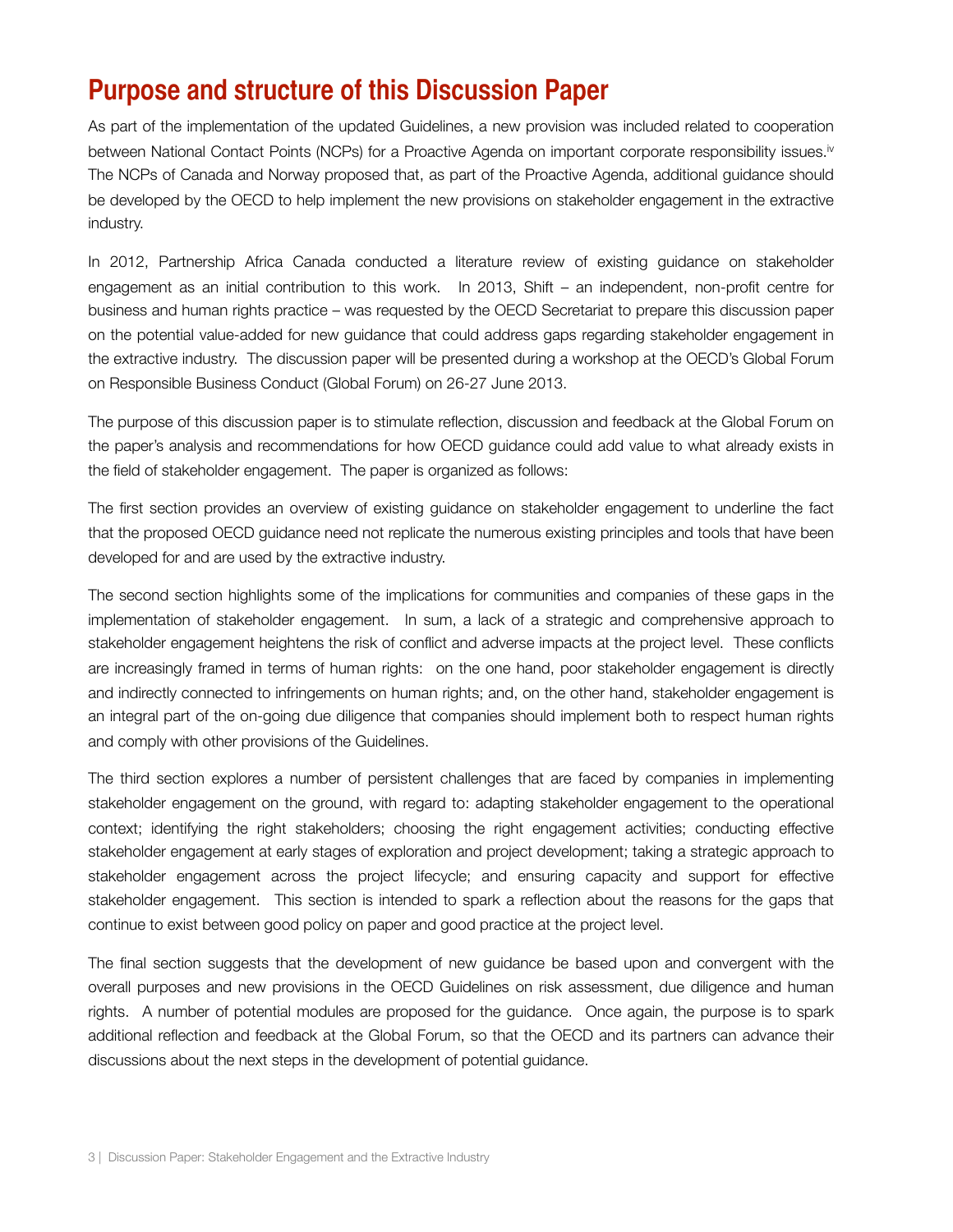# Purpose and structure of this Discussion Paper

As part of the implementation of the updated Guidelines, a new provision was included related to cooperation between National Contact Points (NCPs) for a Proactive Agenda on important corporate responsibility issues.[iv] The NCPs of Canada and Norway proposed that, as part of the Proactive Agenda, additional guidance should be developed by the OECD to help implement the new provisions on stakeholder engagement in the extractive industry.

In 2012, Partnership Africa Canada conducted a literature review of existing guidance on stakeholder engagement as an initial contribution to this work. In 2013, Shift – an independent, non-profit centre for business and human rights practice – was requested by the OECD Secretariat to prepare this discussion paper on the potential value-added for new guidance that could address gaps regarding stakeholder engagement in the extractive industry. The discussion paper will be presented during a workshop at the OECD's Global Forum on Responsible Business Conduct (Global Forum) on 26-27 June 2013.

The purpose of this discussion paper is to stimulate reflection, discussion and feedback at the Global Forum on the paper's analysis and recommendations for how OECD guidance could add value to what already exists in the field of stakeholder engagement. The paper is organized as follows:

The first section provides an overview of existing guidance on stakeholder engagement to underline the fact that the proposed OECD guidance need not replicate the numerous existing principles and tools that have been developed for and are used by the extractive industry.

The second section highlights some of the implications for communities and companies of these gaps in the implementation of stakeholder engagement. In sum, a lack of a strategic and comprehensive approach to stakeholder engagement heightens the risk of conflict and adverse impacts at the project level. These conflicts are increasingly framed in terms of human rights: on the one hand, poor stakeholder engagement is directly and indirectly connected to infringements on human rights; and, on the other hand, stakeholder engagement is an integral part of the on-going due diligence that companies should implement both to respect human rights and comply with other provisions of the Guidelines.

The third section explores a number of persistent challenges that are faced by companies in implementing stakeholder engagement on the ground, with regard to: adapting stakeholder engagement to the operational context; identifying the right stakeholders; choosing the right engagement activities; conducting effective stakeholder engagement at early stages of exploration and project development; taking a strategic approach to stakeholder engagement across the project lifecycle; and ensuring capacity and support for effective stakeholder engagement. This section is intended to spark a reflection about the reasons for the gaps that continue to exist between good policy on paper and good practice at the project level.

The final section suggests that the development of new guidance be based upon and convergent with the overall purposes and new provisions in the OECD Guidelines on risk assessment, due diligence and human rights. A number of potential modules are proposed for the guidance. Once again, the purpose is to spark additional reflection and feedback at the Global Forum, so that the OECD and its partners can advance their discussions about the next steps in the development of potential guidance.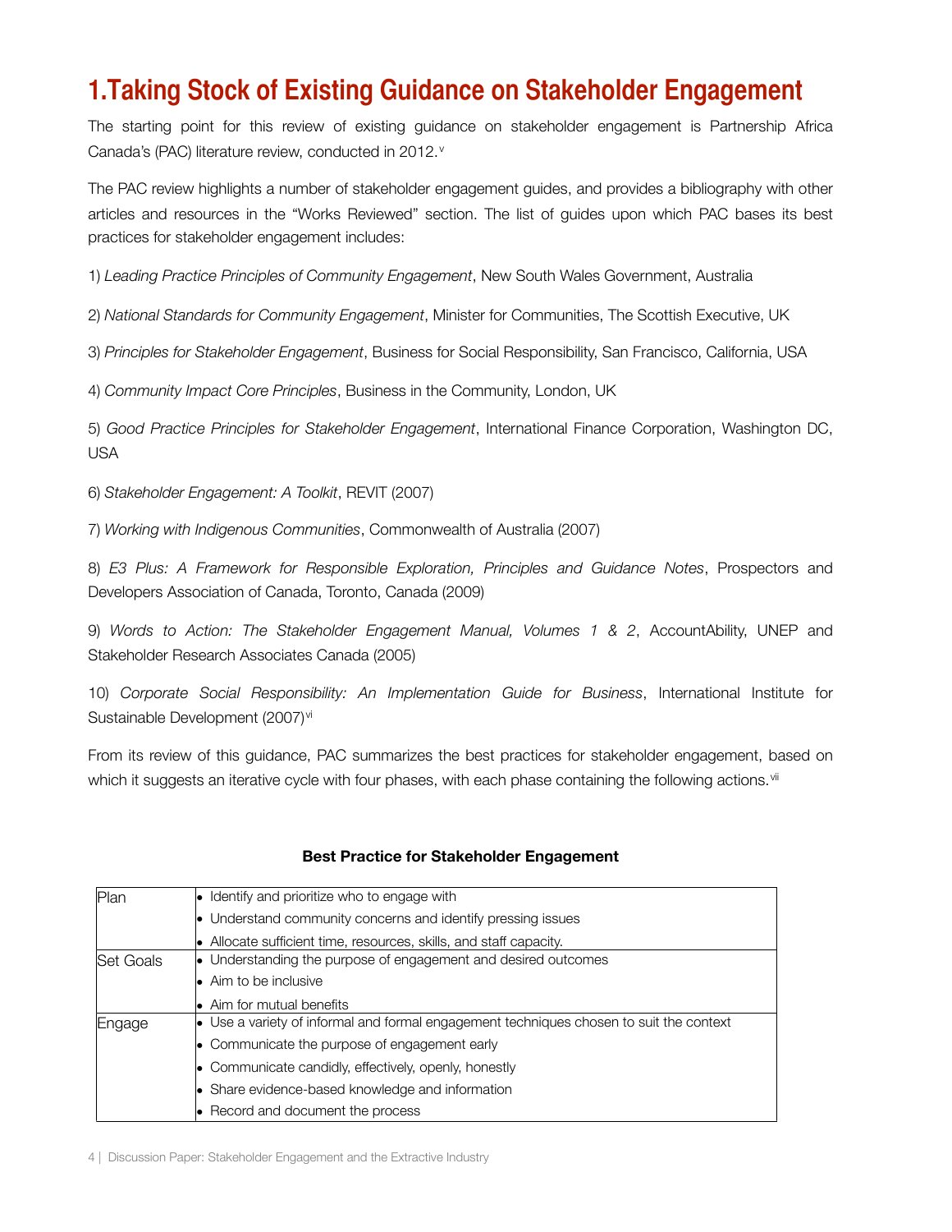# 1.Taking Stock of Existing Guidance on Stakeholder Engagement

The starting point for this review of existing guidance on stakeholder engagement is Partnership Africa Canada's (PAC) literature review, conducted in 2012.[v]

The PAC review highlights a number of stakeholder engagement guides, and provides a bibliography with other articles and resources in the "Works Reviewed" section. The list of guides upon which PAC bases its best practices for stakeholder engagement includes:

1) *Leading Practice Principles of Community Engagement*, New South Wales Government, Australia

2) *National Standards for Community Engagement*, Minister for Communities, The Scottish Executive, UK

3) *Principles for Stakeholder Engagement*, Business for Social Responsibility, San Francisco, California, USA

4) *Community Impact Core Principles*, Business in the Community, London, UK

5) *Good Practice Principles for Stakeholder Engagement*, International Finance Corporation, Washington DC, USA

6) *Stakeholder Engagement: A Toolkit*, REVIT (2007)

7) *Working with Indigenous Communities*, Commonwealth of Australia (2007)

8) *E3 Plus: A Framework for Responsible Exploration, Principles and Guidance Notes*, Prospectors and Developers Association of Canada, Toronto, Canada (2009)

9) *Words to Action: The Stakeholder Engagement Manual, Volumes 1 & 2*, AccountAbility, UNEP and Stakeholder Research Associates Canada (2005)

10) *Corporate Social Responsibility: An Implementation Guide for Business*, International Institute for Sustainable Development (2007)[vi]

From its review of this guidance, PAC summarizes the best practices for stakeholder engagement, based on which it suggests an iterative cycle with four phases, with each phase containing the following actions.[vii]

**Best Practice for Stakeholder Engagement**

| Phase | Actions |
|---|---|
| Plan | • Identify and prioritize who to engage with<br>• Understand community concerns and identify pressing issues<br>• Allocate sufficient time, resources, skills, and staff capacity. |
| Set Goals | • Understanding the purpose of engagement and desired outcomes<br>• Aim to be inclusive<br>• Aim for mutual benefits |
| Engage | • Use a variety of informal and formal engagement techniques chosen to suit the context<br>• Communicate the purpose of engagement early<br>• Communicate candidly, effectively, openly, honestly<br>• Share evidence-based knowledge and information<br>• Record and document the process |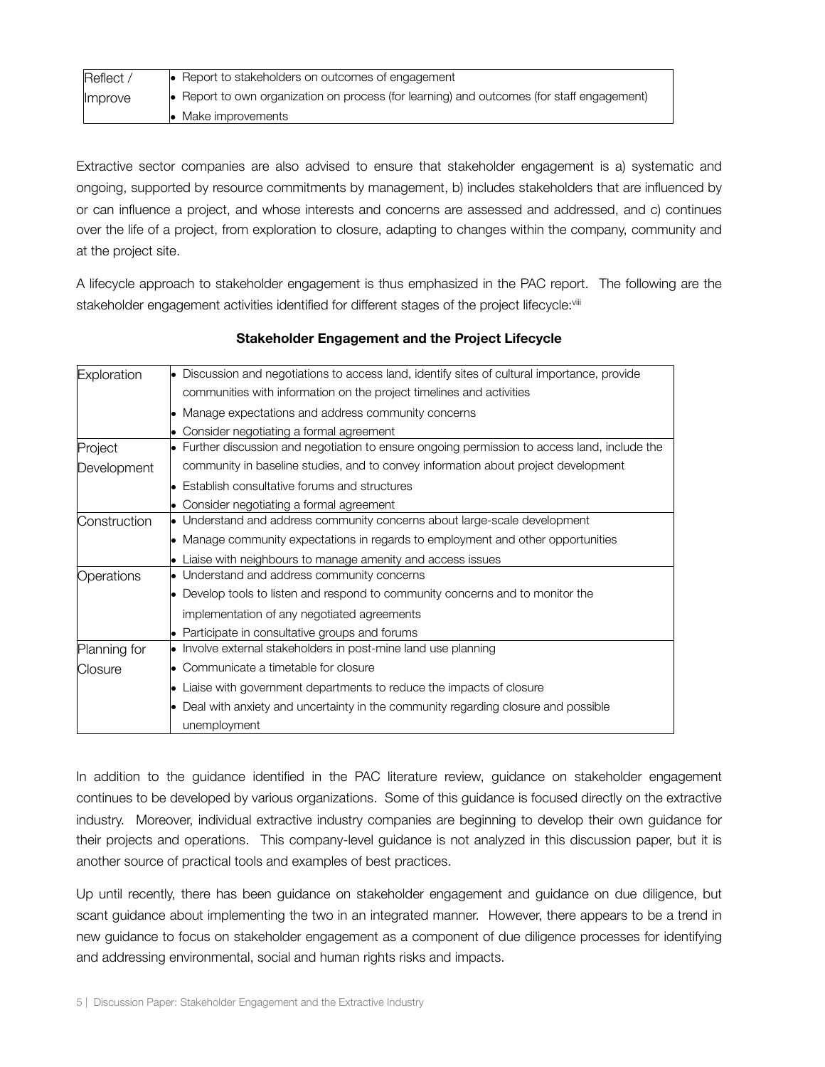| | |
|---|---|
| Reflect / Improve | • Report to stakeholders on outcomes of engagement<br>• Report to own organization on process (for learning) and outcomes (for staff engagement)<br>• Make improvements |

Extractive sector companies are also advised to ensure that stakeholder engagement is a) systematic and ongoing, supported by resource commitments by management, b) includes stakeholders that are influenced by or can influence a project, and whose interests and concerns are assessed and addressed, and c) continues over the life of a project, from exploration to closure, adapting to changes within the company, community and at the project site.

A lifecycle approach to stakeholder engagement is thus emphasized in the PAC report. The following are the stakeholder engagement activities identified for different stages of the project lifecycle:[viii]

**Stakeholder Engagement and the Project Lifecycle**

| | |
|---|---|
| Exploration | • Discussion and negotiations to access land, identify sites of cultural importance, provide communities with information on the project timelines and activities<br>• Manage expectations and address community concerns<br>• Consider negotiating a formal agreement |
| Project Development | • Further discussion and negotiation to ensure ongoing permission to access land, include the community in baseline studies, and to convey information about project development<br>• Establish consultative forums and structures<br>• Consider negotiating a formal agreement |
| Construction | • Understand and address community concerns about large-scale development<br>• Manage community expectations in regards to employment and other opportunities<br>• Liaise with neighbours to manage amenity and access issues |
| Operations | • Understand and address community concerns<br>• Develop tools to listen and respond to community concerns and to monitor the implementation of any negotiated agreements<br>• Participate in consultative groups and forums |
| Planning for Closure | • Involve external stakeholders in post-mine land use planning<br>• Communicate a timetable for closure<br>• Liaise with government departments to reduce the impacts of closure<br>• Deal with anxiety and uncertainty in the community regarding closure and possible unemployment |

In addition to the guidance identified in the PAC literature review, guidance on stakeholder engagement continues to be developed by various organizations. Some of this guidance is focused directly on the extractive industry. Moreover, individual extractive industry companies are beginning to develop their own guidance for their projects and operations. This company-level guidance is not analyzed in this discussion paper, but it is another source of practical tools and examples of best practices.

Up until recently, there has been guidance on stakeholder engagement and guidance on due diligence, but scant guidance about implementing the two in an integrated manner. However, there appears to be a trend in new guidance to focus on stakeholder engagement as a component of due diligence processes for identifying and addressing environmental, social and human rights risks and impacts.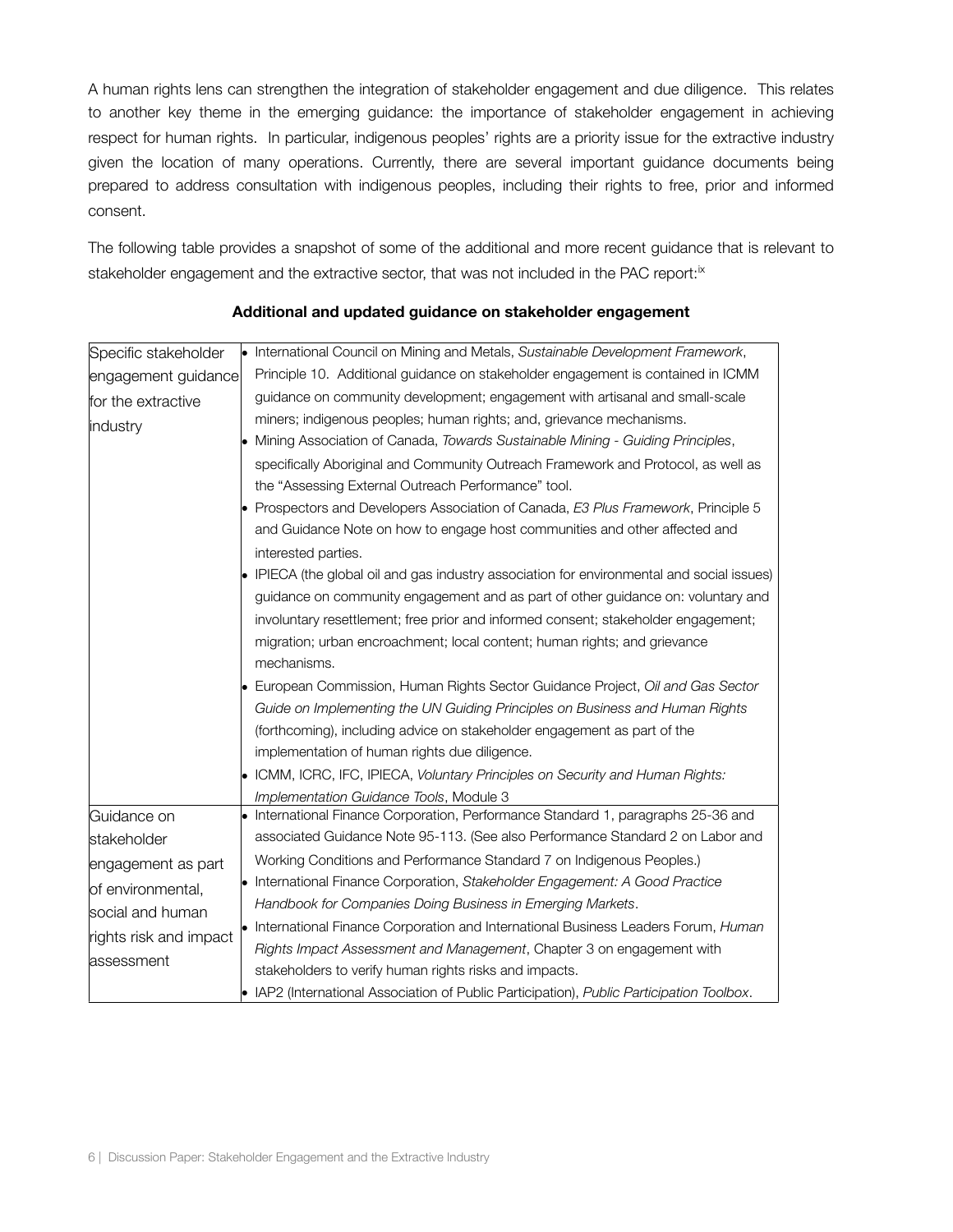A human rights lens can strengthen the integration of stakeholder engagement and due diligence. This relates to another key theme in the emerging guidance: the importance of stakeholder engagement in achieving respect for human rights. In particular, indigenous peoples' rights are a priority issue for the extractive industry given the location of many operations. Currently, there are several important guidance documents being prepared to address consultation with indigenous peoples, including their rights to free, prior and informed consent.

The following table provides a snapshot of some of the additional and more recent guidance that is relevant to stakeholder engagement and the extractive sector, that was not included in the PAC report:[ix]

**Additional and updated guidance on stakeholder engagement**

| | |
|---|---|
| Specific stakeholder engagement guidance for the extractive industry | • International Council on Mining and Metals, *Sustainable Development Framework*, Principle 10. Additional guidance on stakeholder engagement is contained in ICMM guidance on community development; engagement with artisanal and small-scale miners; indigenous peoples; human rights; and, grievance mechanisms.<br>• Mining Association of Canada, *Towards Sustainable Mining - Guiding Principles*, specifically Aboriginal and Community Outreach Framework and Protocol, as well as the "Assessing External Outreach Performance" tool.<br>• Prospectors and Developers Association of Canada, *E3 Plus Framework*, Principle 5 and Guidance Note on how to engage host communities and other affected and interested parties.<br>• IPIECA (the global oil and gas industry association for environmental and social issues) guidance on community engagement and as part of other guidance on: voluntary and involuntary resettlement; free prior and informed consent; stakeholder engagement; migration; urban encroachment; local content; human rights; and grievance mechanisms.<br>• European Commission, Human Rights Sector Guidance Project, *Oil and Gas Sector Guide on Implementing the UN Guiding Principles on Business and Human Rights* (forthcoming), including advice on stakeholder engagement as part of the implementation of human rights due diligence.<br>• ICMM, ICRC, IFC, IPIECA, *Voluntary Principles on Security and Human Rights: Implementation Guidance Tools*, Module 3 |
| Guidance on stakeholder engagement as part of environmental, social and human rights risk and impact assessment | • International Finance Corporation, Performance Standard 1, paragraphs 25-36 and associated Guidance Note 95-113. (See also Performance Standard 2 on Labor and Working Conditions and Performance Standard 7 on Indigenous Peoples.)<br>• International Finance Corporation, *Stakeholder Engagement: A Good Practice Handbook for Companies Doing Business in Emerging Markets*.<br>• International Finance Corporation and International Business Leaders Forum, *Human Rights Impact Assessment and Management*, Chapter 3 on engagement with stakeholders to verify human rights risks and impacts.<br>• IAP2 (International Association of Public Participation), *Public Participation Toolbox*. |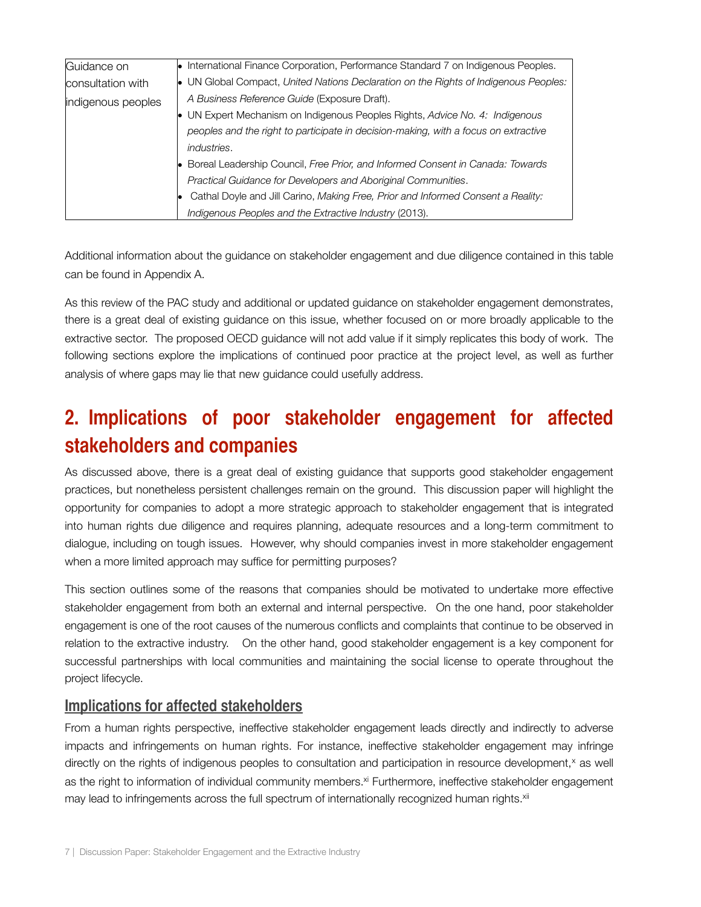| | |
|---|---|
| Guidance on consultation with indigenous peoples | • International Finance Corporation, Performance Standard 7 on Indigenous Peoples.<br>• UN Global Compact, *United Nations Declaration on the Rights of Indigenous Peoples: A Business Reference Guide* (Exposure Draft).<br>• UN Expert Mechanism on Indigenous Peoples Rights, *Advice No. 4: Indigenous peoples and the right to participate in decision-making, with a focus on extractive industries*.<br>• Boreal Leadership Council, *Free Prior, and Informed Consent in Canada: Towards Practical Guidance for Developers and Aboriginal Communities*.<br>• Cathal Doyle and Jill Carino, *Making Free, Prior and Informed Consent a Reality: Indigenous Peoples and the Extractive Industry* (2013). |

Additional information about the guidance on stakeholder engagement and due diligence contained in this table can be found in Appendix A.

As this review of the PAC study and additional or updated guidance on stakeholder engagement demonstrates, there is a great deal of existing guidance on this issue, whether focused on or more broadly applicable to the extractive sector. The proposed OECD guidance will not add value if it simply replicates this body of work. The following sections explore the implications of continued poor practice at the project level, as well as further analysis of where gaps may lie that new guidance could usefully address.

## 2. Implications of poor stakeholder engagement for affected stakeholders and companies

As discussed above, there is a great deal of existing guidance that supports good stakeholder engagement practices, but nonetheless persistent challenges remain on the ground. This discussion paper will highlight the opportunity for companies to adopt a more strategic approach to stakeholder engagement that is integrated into human rights due diligence and requires planning, adequate resources and a long-term commitment to dialogue, including on tough issues. However, why should companies invest in more stakeholder engagement when a more limited approach may suffice for permitting purposes?

This section outlines some of the reasons that companies should be motivated to undertake more effective stakeholder engagement from both an external and internal perspective. On the one hand, poor stakeholder engagement is one of the root causes of the numerous conflicts and complaints that continue to be observed in relation to the extractive industry. On the other hand, good stakeholder engagement is a key component for successful partnerships with local communities and maintaining the social license to operate throughout the project lifecycle.

### Implications for affected stakeholders

From a human rights perspective, ineffective stakeholder engagement leads directly and indirectly to adverse impacts and infringements on human rights. For instance, ineffective stakeholder engagement may infringe directly on the rights of indigenous peoples to consultation and participation in resource development,[x] as well as the right to information of individual community members.[xi] Furthermore, ineffective stakeholder engagement may lead to infringements across the full spectrum of internationally recognized human rights.[xii]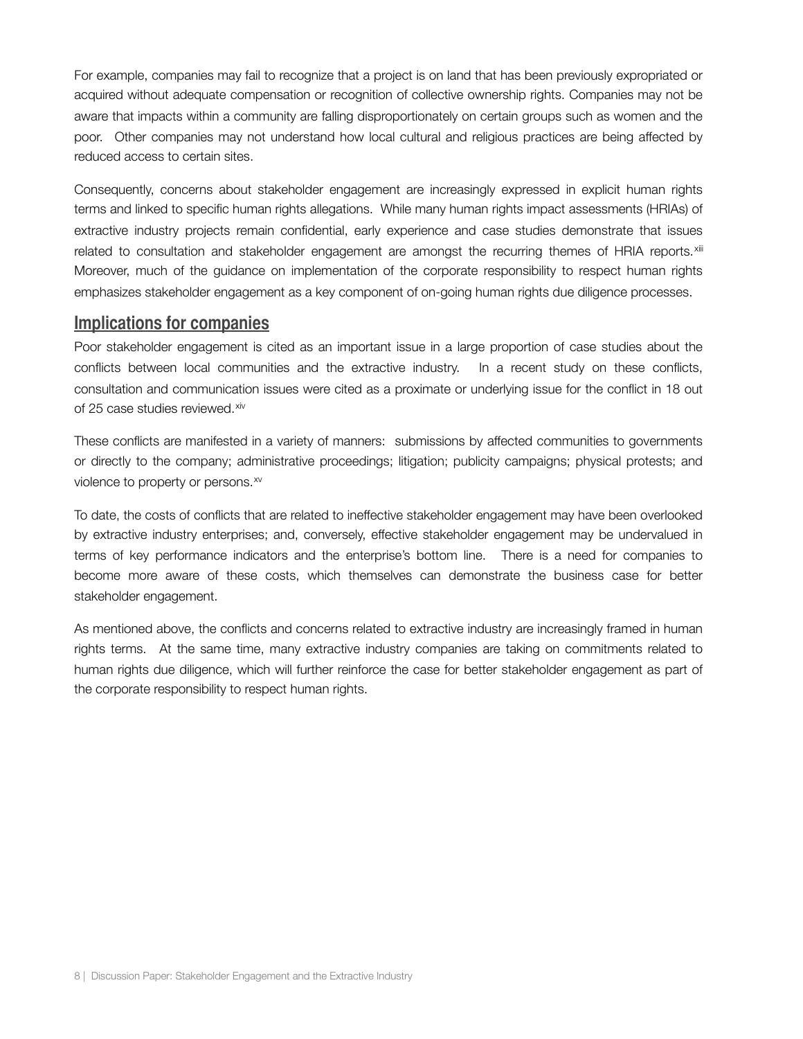For example, companies may fail to recognize that a project is on land that has been previously expropriated or acquired without adequate compensation or recognition of collective ownership rights. Companies may not be aware that impacts within a community are falling disproportionately on certain groups such as women and the poor. Other companies may not understand how local cultural and religious practices are being affected by reduced access to certain sites.

Consequently, concerns about stakeholder engagement are increasingly expressed in explicit human rights terms and linked to specific human rights allegations. While many human rights impact assessments (HRIAs) of extractive industry projects remain confidential, early experience and case studies demonstrate that issues related to consultation and stakeholder engagement are amongst the recurring themes of HRIA reports.[xiii] Moreover, much of the guidance on implementation of the corporate responsibility to respect human rights emphasizes stakeholder engagement as a key component of on-going human rights due diligence processes.

## Implications for companies

Poor stakeholder engagement is cited as an important issue in a large proportion of case studies about the conflicts between local communities and the extractive industry. In a recent study on these conflicts, consultation and communication issues were cited as a proximate or underlying issue for the conflict in 18 out of 25 case studies reviewed.[xiv]

These conflicts are manifested in a variety of manners: submissions by affected communities to governments or directly to the company; administrative proceedings; litigation; publicity campaigns; physical protests; and violence to property or persons.[xv]

To date, the costs of conflicts that are related to ineffective stakeholder engagement may have been overlooked by extractive industry enterprises; and, conversely, effective stakeholder engagement may be undervalued in terms of key performance indicators and the enterprise's bottom line. There is a need for companies to become more aware of these costs, which themselves can demonstrate the business case for better stakeholder engagement.

As mentioned above, the conflicts and concerns related to extractive industry are increasingly framed in human rights terms. At the same time, many extractive industry companies are taking on commitments related to human rights due diligence, which will further reinforce the case for better stakeholder engagement as part of the corporate responsibility to respect human rights.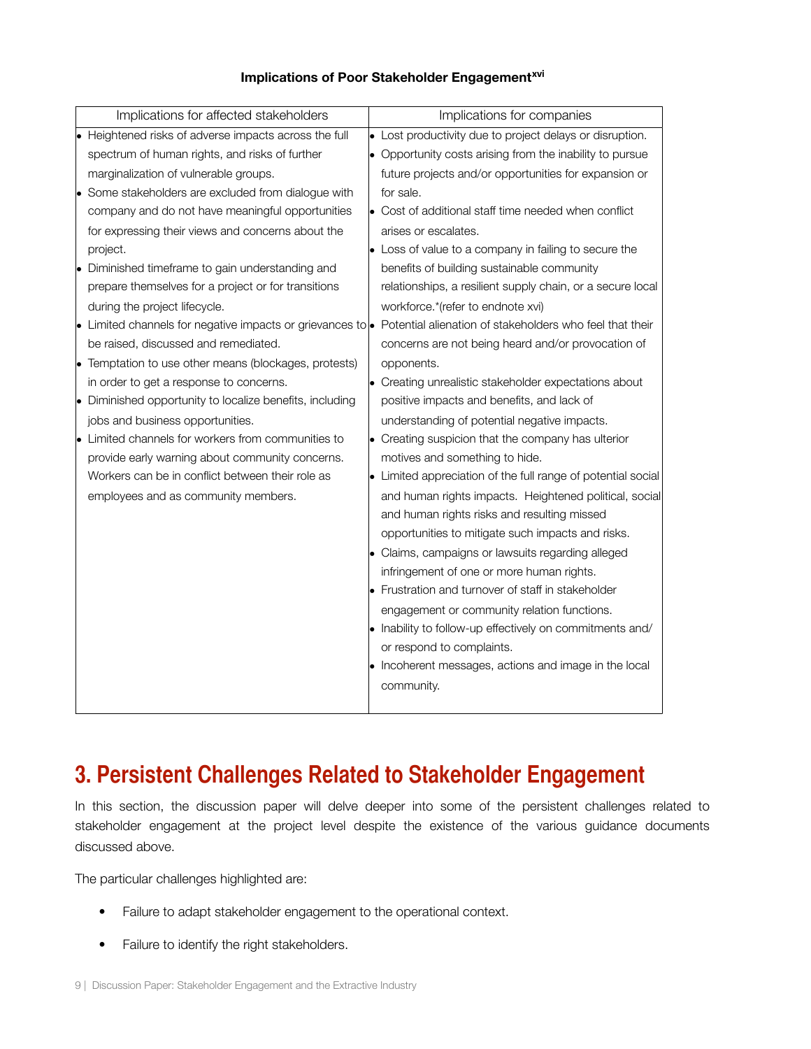**Implications of Poor Stakeholder Engagement[xvi]**

| Implications for affected stakeholders | Implications for companies |
|---|---|
| • Heightened risks of adverse impacts across the full spectrum of human rights, and risks of further marginalization of vulnerable groups.<br>• Some stakeholders are excluded from dialogue with company and do not have meaningful opportunities for expressing their views and concerns about the project.<br>• Diminished timeframe to gain understanding and prepare themselves for a project or for transitions during the project lifecycle.<br>• Limited channels for negative impacts or grievances to be raised, discussed and remediated.<br>• Temptation to use other means (blockages, protests) in order to get a response to concerns.<br>• Diminished opportunity to localize benefits, including jobs and business opportunities.<br>• Limited channels for workers from communities to provide early warning about community concerns. Workers can be in conflict between their role as employees and as community members. | • Lost productivity due to project delays or disruption.<br>• Opportunity costs arising from the inability to pursue future projects and/or opportunities for expansion or for sale.<br>• Cost of additional staff time needed when conflict arises or escalates.<br>• Loss of value to a company in failing to secure the benefits of building sustainable community relationships, a resilient supply chain, or a secure local workforce.*(refer to endnote xvi)<br>• Potential alienation of stakeholders who feel that their concerns are not being heard and/or provocation of opponents.<br>• Creating unrealistic stakeholder expectations about positive impacts and benefits, and lack of understanding of potential negative impacts.<br>• Creating suspicion that the company has ulterior motives and something to hide.<br>• Limited appreciation of the full range of potential social and human rights impacts. Heightened political, social and human rights risks and resulting missed opportunities to mitigate such impacts and risks.<br>• Claims, campaigns or lawsuits regarding alleged infringement of one or more human rights.<br>• Frustration and turnover of staff in stakeholder engagement or community relation functions.<br>• Inability to follow-up effectively on commitments and/or respond to complaints.<br>• Incoherent messages, actions and image in the local community. |

# 3. Persistent Challenges Related to Stakeholder Engagement

In this section, the discussion paper will delve deeper into some of the persistent challenges related to stakeholder engagement at the project level despite the existence of the various guidance documents discussed above.

The particular challenges highlighted are:

- Failure to adapt stakeholder engagement to the operational context.
- Failure to identify the right stakeholders.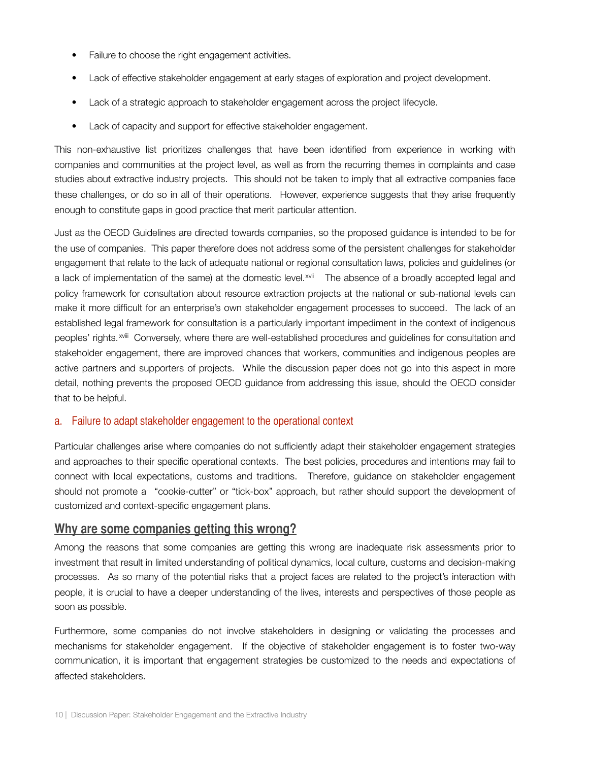- Failure to choose the right engagement activities.
- Lack of effective stakeholder engagement at early stages of exploration and project development.
- Lack of a strategic approach to stakeholder engagement across the project lifecycle.
- Lack of capacity and support for effective stakeholder engagement.

This non-exhaustive list prioritizes challenges that have been identified from experience in working with companies and communities at the project level, as well as from the recurring themes in complaints and case studies about extractive industry projects. This should not be taken to imply that all extractive companies face these challenges, or do so in all of their operations. However, experience suggests that they arise frequently enough to constitute gaps in good practice that merit particular attention.

Just as the OECD Guidelines are directed towards companies, so the proposed guidance is intended to be for the use of companies. This paper therefore does not address some of the persistent challenges for stakeholder engagement that relate to the lack of adequate national or regional consultation laws, policies and guidelines (or a lack of implementation of the same) at the domestic level.[xvii] The absence of a broadly accepted legal and policy framework for consultation about resource extraction projects at the national or sub-national levels can make it more difficult for an enterprise's own stakeholder engagement processes to succeed. The lack of an established legal framework for consultation is a particularly important impediment in the context of indigenous peoples' rights.[xviii] Conversely, where there are well-established procedures and guidelines for consultation and stakeholder engagement, there are improved chances that workers, communities and indigenous peoples are active partners and supporters of projects. While the discussion paper does not go into this aspect in more detail, nothing prevents the proposed OECD guidance from addressing this issue, should the OECD consider that to be helpful.

### a. Failure to adapt stakeholder engagement to the operational context

Particular challenges arise where companies do not sufficiently adapt their stakeholder engagement strategies and approaches to their specific operational contexts. The best policies, procedures and intentions may fail to connect with local expectations, customs and traditions. Therefore, guidance on stakeholder engagement should not promote a "cookie-cutter" or "tick-box" approach, but rather should support the development of customized and context-specific engagement plans.

## Why are some companies getting this wrong?

Among the reasons that some companies are getting this wrong are inadequate risk assessments prior to investment that result in limited understanding of political dynamics, local culture, customs and decision-making processes. As so many of the potential risks that a project faces are related to the project's interaction with people, it is crucial to have a deeper understanding of the lives, interests and perspectives of those people as soon as possible.

Furthermore, some companies do not involve stakeholders in designing or validating the processes and mechanisms for stakeholder engagement. If the objective of stakeholder engagement is to foster two-way communication, it is important that engagement strategies be customized to the needs and expectations of affected stakeholders.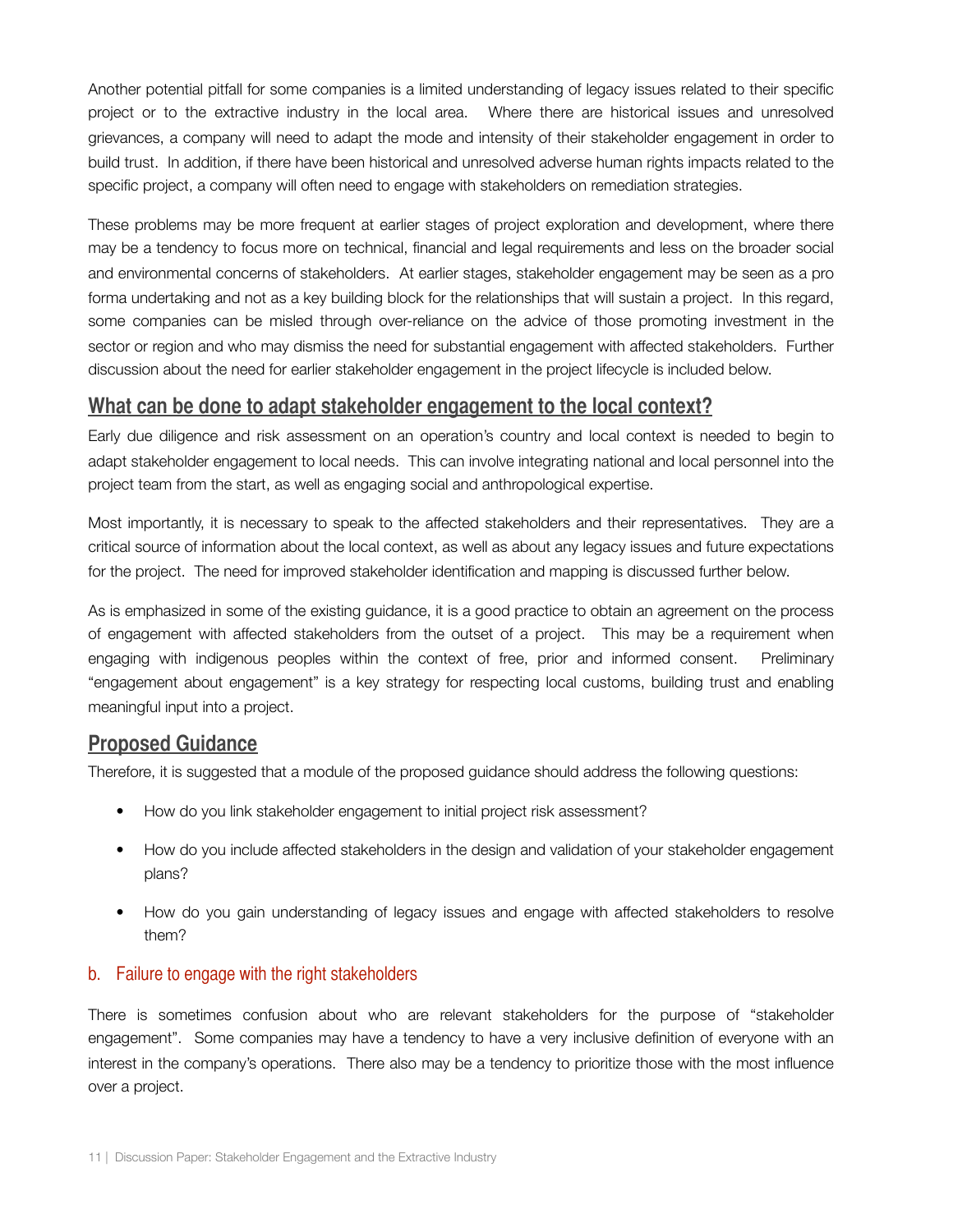Another potential pitfall for some companies is a limited understanding of legacy issues related to their specific project or to the extractive industry in the local area. Where there are historical issues and unresolved grievances, a company will need to adapt the mode and intensity of their stakeholder engagement in order to build trust. In addition, if there have been historical and unresolved adverse human rights impacts related to the specific project, a company will often need to engage with stakeholders on remediation strategies.

These problems may be more frequent at earlier stages of project exploration and development, where there may be a tendency to focus more on technical, financial and legal requirements and less on the broader social and environmental concerns of stakeholders. At earlier stages, stakeholder engagement may be seen as a pro forma undertaking and not as a key building block for the relationships that will sustain a project. In this regard, some companies can be misled through over-reliance on the advice of those promoting investment in the sector or region and who may dismiss the need for substantial engagement with affected stakeholders. Further discussion about the need for earlier stakeholder engagement in the project lifecycle is included below.

## What can be done to adapt stakeholder engagement to the local context?

Early due diligence and risk assessment on an operation's country and local context is needed to begin to adapt stakeholder engagement to local needs. This can involve integrating national and local personnel into the project team from the start, as well as engaging social and anthropological expertise.

Most importantly, it is necessary to speak to the affected stakeholders and their representatives. They are a critical source of information about the local context, as well as about any legacy issues and future expectations for the project. The need for improved stakeholder identification and mapping is discussed further below.

As is emphasized in some of the existing guidance, it is a good practice to obtain an agreement on the process of engagement with affected stakeholders from the outset of a project. This may be a requirement when engaging with indigenous peoples within the context of free, prior and informed consent. Preliminary "engagement about engagement" is a key strategy for respecting local customs, building trust and enabling meaningful input into a project.

## Proposed Guidance

Therefore, it is suggested that a module of the proposed guidance should address the following questions:

- How do you link stakeholder engagement to initial project risk assessment?
- How do you include affected stakeholders in the design and validation of your stakeholder engagement plans?
- How do you gain understanding of legacy issues and engage with affected stakeholders to resolve them?

### b. Failure to engage with the right stakeholders

There is sometimes confusion about who are relevant stakeholders for the purpose of "stakeholder engagement". Some companies may have a tendency to have a very inclusive definition of everyone with an interest in the company's operations. There also may be a tendency to prioritize those with the most influence over a project.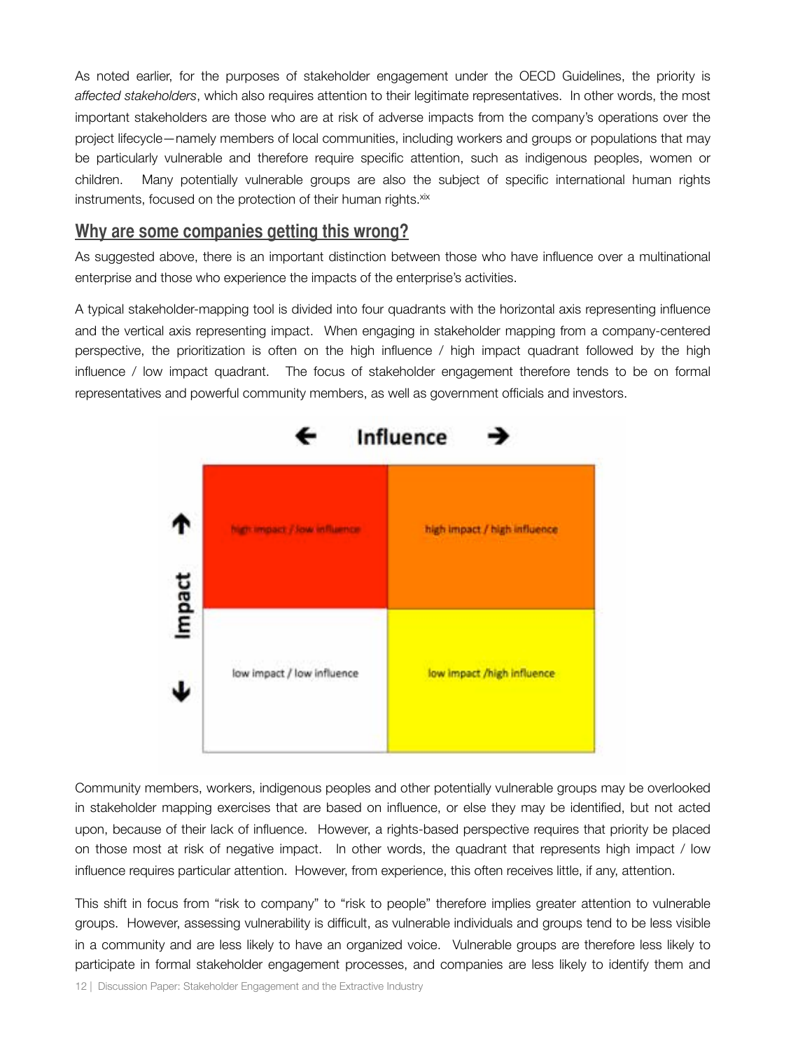As noted earlier, for the purposes of stakeholder engagement under the OECD Guidelines, the priority is *affected stakeholders*, which also requires attention to their legitimate representatives. In other words, the most important stakeholders are those who are at risk of adverse impacts from the company's operations over the project lifecycle—namely members of local communities, including workers and groups or populations that may be particularly vulnerable and therefore require specific attention, such as indigenous peoples, women or children. Many potentially vulnerable groups are also the subject of specific international human rights instruments, focused on the protection of their human rights.[xix]

## Why are some companies getting this wrong?

As suggested above, there is an important distinction between those who have influence over a multinational enterprise and those who experience the impacts of the enterprise's activities.

A typical stakeholder-mapping tool is divided into four quadrants with the horizontal axis representing influence and the vertical axis representing impact. When engaging in stakeholder mapping from a company-centered perspective, the prioritization is often on the high influence / high impact quadrant followed by the high influence / low impact quadrant. The focus of stakeholder engagement therefore tends to be on formal representatives and powerful community members, as well as government officials and investors.

| | ← Influence → | |
|---|---|---|
| ↑ Impact | high impact / low influence | high impact / high influence |
| ↓ | low impact / low influence | low impact /high influence |

Community members, workers, indigenous peoples and other potentially vulnerable groups may be overlooked in stakeholder mapping exercises that are based on influence, or else they may be identified, but not acted upon, because of their lack of influence. However, a rights-based perspective requires that priority be placed on those most at risk of negative impact. In other words, the quadrant that represents high impact / low influence requires particular attention. However, from experience, this often receives little, if any, attention.

This shift in focus from "risk to company" to "risk to people" therefore implies greater attention to vulnerable groups. However, assessing vulnerability is difficult, as vulnerable individuals and groups tend to be less visible in a community and are less likely to have an organized voice. Vulnerable groups are therefore less likely to participate in formal stakeholder engagement processes, and companies are less likely to identify them and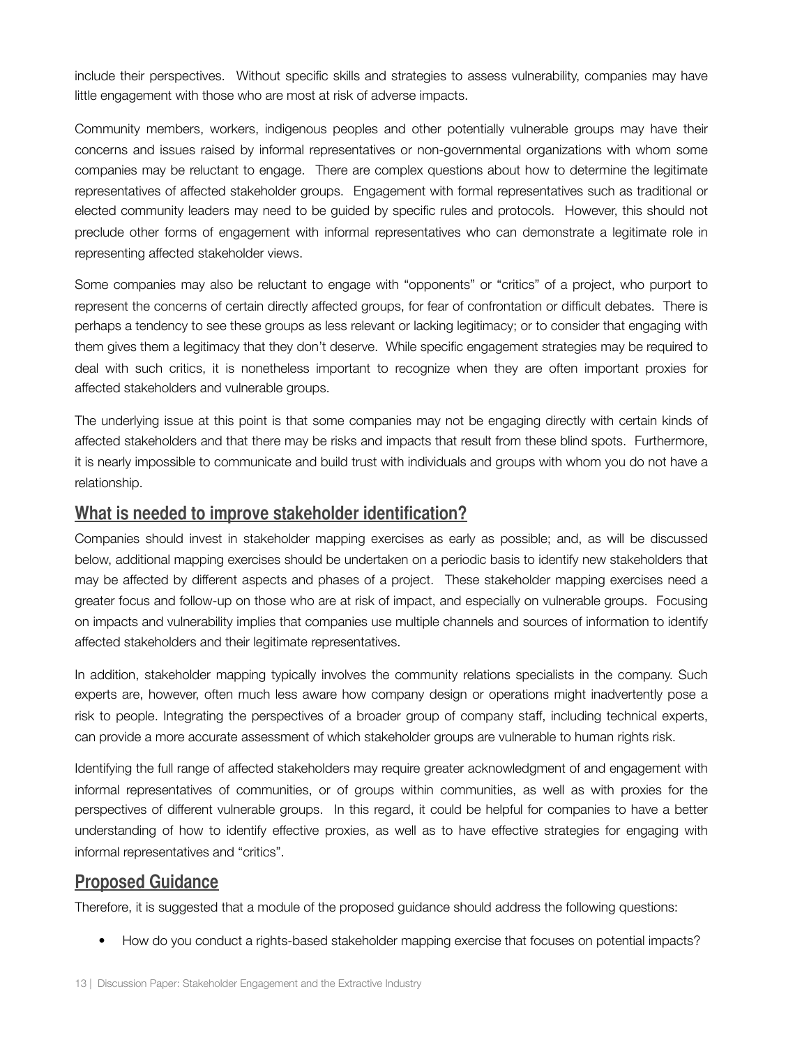include their perspectives. Without specific skills and strategies to assess vulnerability, companies may have little engagement with those who are most at risk of adverse impacts.

Community members, workers, indigenous peoples and other potentially vulnerable groups may have their concerns and issues raised by informal representatives or non-governmental organizations with whom some companies may be reluctant to engage. There are complex questions about how to determine the legitimate representatives of affected stakeholder groups. Engagement with formal representatives such as traditional or elected community leaders may need to be guided by specific rules and protocols. However, this should not preclude other forms of engagement with informal representatives who can demonstrate a legitimate role in representing affected stakeholder views.

Some companies may also be reluctant to engage with "opponents" or "critics" of a project, who purport to represent the concerns of certain directly affected groups, for fear of confrontation or difficult debates. There is perhaps a tendency to see these groups as less relevant or lacking legitimacy; or to consider that engaging with them gives them a legitimacy that they don't deserve. While specific engagement strategies may be required to deal with such critics, it is nonetheless important to recognize when they are often important proxies for affected stakeholders and vulnerable groups.

The underlying issue at this point is that some companies may not be engaging directly with certain kinds of affected stakeholders and that there may be risks and impacts that result from these blind spots. Furthermore, it is nearly impossible to communicate and build trust with individuals and groups with whom you do not have a relationship.

## What is needed to improve stakeholder identification?

Companies should invest in stakeholder mapping exercises as early as possible; and, as will be discussed below, additional mapping exercises should be undertaken on a periodic basis to identify new stakeholders that may be affected by different aspects and phases of a project. These stakeholder mapping exercises need a greater focus and follow-up on those who are at risk of impact, and especially on vulnerable groups. Focusing on impacts and vulnerability implies that companies use multiple channels and sources of information to identify affected stakeholders and their legitimate representatives.

In addition, stakeholder mapping typically involves the community relations specialists in the company. Such experts are, however, often much less aware how company design or operations might inadvertently pose a risk to people. Integrating the perspectives of a broader group of company staff, including technical experts, can provide a more accurate assessment of which stakeholder groups are vulnerable to human rights risk.

Identifying the full range of affected stakeholders may require greater acknowledgment of and engagement with informal representatives of communities, or of groups within communities, as well as with proxies for the perspectives of different vulnerable groups. In this regard, it could be helpful for companies to have a better understanding of how to identify effective proxies, as well as to have effective strategies for engaging with informal representatives and "critics".

## Proposed Guidance

Therefore, it is suggested that a module of the proposed guidance should address the following questions:

- How do you conduct a rights-based stakeholder mapping exercise that focuses on potential impacts?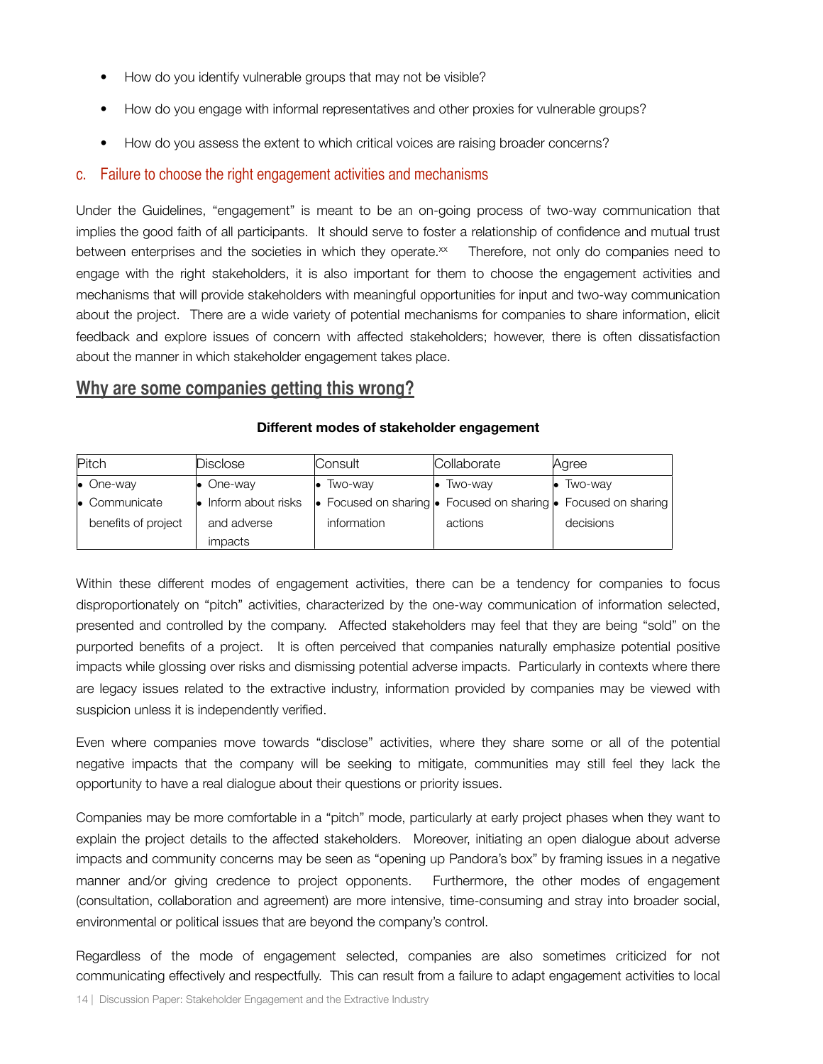- How do you identify vulnerable groups that may not be visible?
- How do you engage with informal representatives and other proxies for vulnerable groups?
- How do you assess the extent to which critical voices are raising broader concerns?

### c. Failure to choose the right engagement activities and mechanisms

Under the Guidelines, "engagement" is meant to be an on-going process of two-way communication that implies the good faith of all participants. It should serve to foster a relationship of confidence and mutual trust between enterprises and the societies in which they operate.[xx] Therefore, not only do companies need to engage with the right stakeholders, it is also important for them to choose the engagement activities and mechanisms that will provide stakeholders with meaningful opportunities for input and two-way communication about the project. There are a wide variety of potential mechanisms for companies to share information, elicit feedback and explore issues of concern with affected stakeholders; however, there is often dissatisfaction about the manner in which stakeholder engagement takes place.

## Why are some companies getting this wrong?

**Different modes of stakeholder engagement**

| Pitch | Disclose | Consult | Collaborate | Agree |
|---|---|---|---|---|
| • One-way<br>• Communicate benefits of project | • One-way<br>• Inform about risks and adverse impacts | • Two-way<br>• Focused on sharing information | • Two-way<br>• Focused on sharing actions | • Two-way<br>• Focused on sharing decisions |

Within these different modes of engagement activities, there can be a tendency for companies to focus disproportionately on "pitch" activities, characterized by the one-way communication of information selected, presented and controlled by the company. Affected stakeholders may feel that they are being "sold" on the purported benefits of a project. It is often perceived that companies naturally emphasize potential positive impacts while glossing over risks and dismissing potential adverse impacts. Particularly in contexts where there are legacy issues related to the extractive industry, information provided by companies may be viewed with suspicion unless it is independently verified.

Even where companies move towards "disclose" activities, where they share some or all of the potential negative impacts that the company will be seeking to mitigate, communities may still feel they lack the opportunity to have a real dialogue about their questions or priority issues.

Companies may be more comfortable in a "pitch" mode, particularly at early project phases when they want to explain the project details to the affected stakeholders. Moreover, initiating an open dialogue about adverse impacts and community concerns may be seen as "opening up Pandora's box" by framing issues in a negative manner and/or giving credence to project opponents. Furthermore, the other modes of engagement (consultation, collaboration and agreement) are more intensive, time-consuming and stray into broader social, environmental or political issues that are beyond the company's control.

Regardless of the mode of engagement selected, companies are also sometimes criticized for not communicating effectively and respectfully. This can result from a failure to adapt engagement activities to local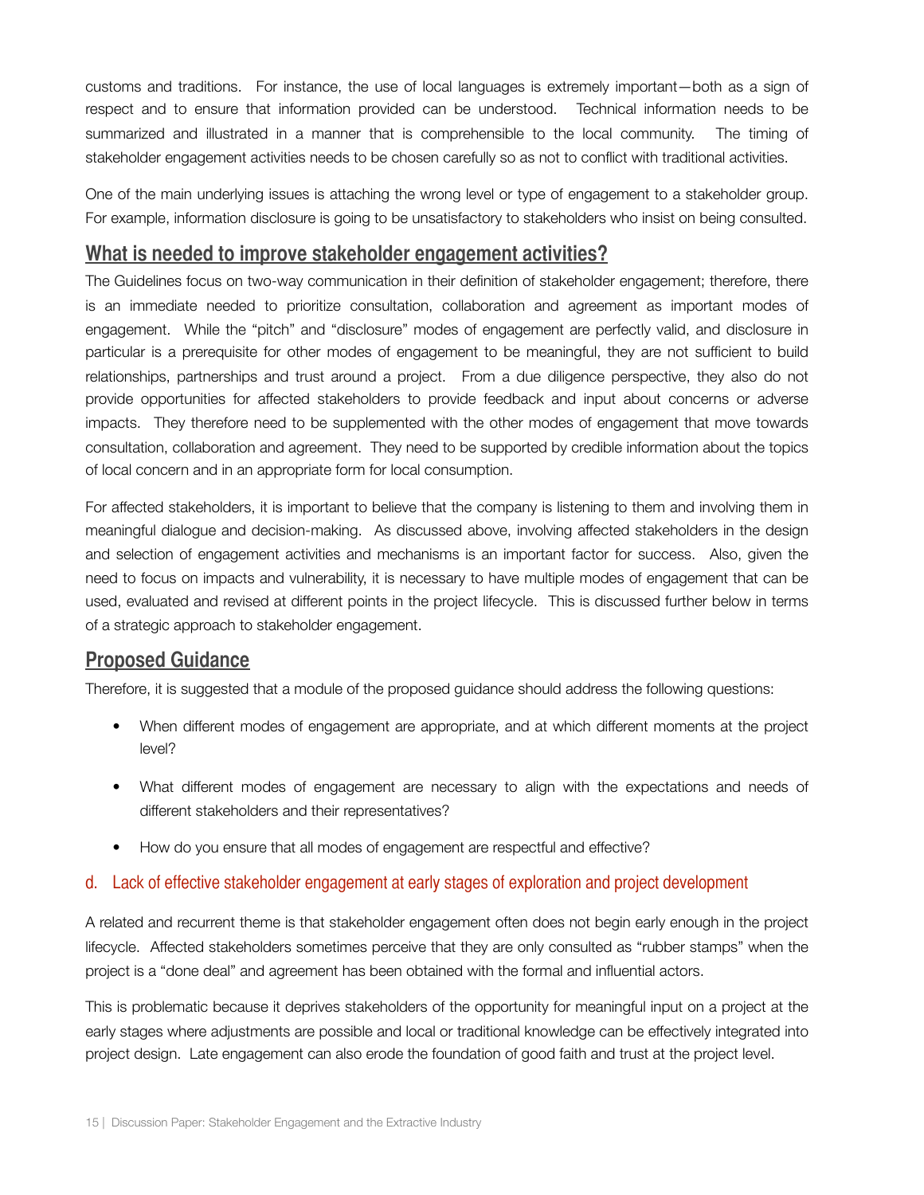customs and traditions. For instance, the use of local languages is extremely important—both as a sign of respect and to ensure that information provided can be understood. Technical information needs to be summarized and illustrated in a manner that is comprehensible to the local community. The timing of stakeholder engagement activities needs to be chosen carefully so as not to conflict with traditional activities.

One of the main underlying issues is attaching the wrong level or type of engagement to a stakeholder group. For example, information disclosure is going to be unsatisfactory to stakeholders who insist on being consulted.

## What is needed to improve stakeholder engagement activities?

The Guidelines focus on two-way communication in their definition of stakeholder engagement; therefore, there is an immediate needed to prioritize consultation, collaboration and agreement as important modes of engagement. While the "pitch" and "disclosure" modes of engagement are perfectly valid, and disclosure in particular is a prerequisite for other modes of engagement to be meaningful, they are not sufficient to build relationships, partnerships and trust around a project. From a due diligence perspective, they also do not provide opportunities for affected stakeholders to provide feedback and input about concerns or adverse impacts. They therefore need to be supplemented with the other modes of engagement that move towards consultation, collaboration and agreement. They need to be supported by credible information about the topics of local concern and in an appropriate form for local consumption.

For affected stakeholders, it is important to believe that the company is listening to them and involving them in meaningful dialogue and decision-making. As discussed above, involving affected stakeholders in the design and selection of engagement activities and mechanisms is an important factor for success. Also, given the need to focus on impacts and vulnerability, it is necessary to have multiple modes of engagement that can be used, evaluated and revised at different points in the project lifecycle. This is discussed further below in terms of a strategic approach to stakeholder engagement.

## Proposed Guidance

Therefore, it is suggested that a module of the proposed guidance should address the following questions:

- When different modes of engagement are appropriate, and at which different moments at the project level?
- What different modes of engagement are necessary to align with the expectations and needs of different stakeholders and their representatives?
- How do you ensure that all modes of engagement are respectful and effective?

### d. Lack of effective stakeholder engagement at early stages of exploration and project development

A related and recurrent theme is that stakeholder engagement often does not begin early enough in the project lifecycle. Affected stakeholders sometimes perceive that they are only consulted as "rubber stamps" when the project is a "done deal" and agreement has been obtained with the formal and influential actors.

This is problematic because it deprives stakeholders of the opportunity for meaningful input on a project at the early stages where adjustments are possible and local or traditional knowledge can be effectively integrated into project design. Late engagement can also erode the foundation of good faith and trust at the project level.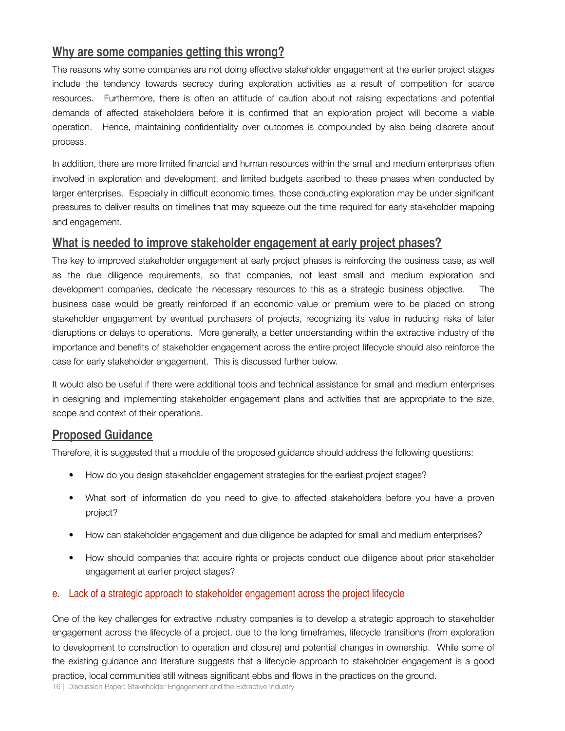## Why are some companies getting this wrong?

The reasons why some companies are not doing effective stakeholder engagement at the earlier project stages include the tendency towards secrecy during exploration activities as a result of competition for scarce resources. Furthermore, there is often an attitude of caution about not raising expectations and potential demands of affected stakeholders before it is confirmed that an exploration project will become a viable operation. Hence, maintaining confidentiality over outcomes is compounded by also being discrete about process.

In addition, there are more limited financial and human resources within the small and medium enterprises often involved in exploration and development, and limited budgets ascribed to these phases when conducted by larger enterprises. Especially in difficult economic times, those conducting exploration may be under significant pressures to deliver results on timelines that may squeeze out the time required for early stakeholder mapping and engagement.

## What is needed to improve stakeholder engagement at early project phases?

The key to improved stakeholder engagement at early project phases is reinforcing the business case, as well as the due diligence requirements, so that companies, not least small and medium exploration and development companies, dedicate the necessary resources to this as a strategic business objective. The business case would be greatly reinforced if an economic value or premium were to be placed on strong stakeholder engagement by eventual purchasers of projects, recognizing its value in reducing risks of later disruptions or delays to operations. More generally, a better understanding within the extractive industry of the importance and benefits of stakeholder engagement across the entire project lifecycle should also reinforce the case for early stakeholder engagement. This is discussed further below.

It would also be useful if there were additional tools and technical assistance for small and medium enterprises in designing and implementing stakeholder engagement plans and activities that are appropriate to the size, scope and context of their operations.

## Proposed Guidance

Therefore, it is suggested that a module of the proposed guidance should address the following questions:

- How do you design stakeholder engagement strategies for the earliest project stages?
- What sort of information do you need to give to affected stakeholders before you have a proven project?
- How can stakeholder engagement and due diligence be adapted for small and medium enterprises?
- How should companies that acquire rights or projects conduct due diligence about prior stakeholder engagement at earlier project stages?

### e. Lack of a strategic approach to stakeholder engagement across the project lifecycle

One of the key challenges for extractive industry companies is to develop a strategic approach to stakeholder engagement across the lifecycle of a project, due to the long timeframes, lifecycle transitions (from exploration to development to construction to operation and closure) and potential changes in ownership. While some of the existing guidance and literature suggests that a lifecycle approach to stakeholder engagement is a good practice, local communities still witness significant ebbs and flows in the practices on the ground.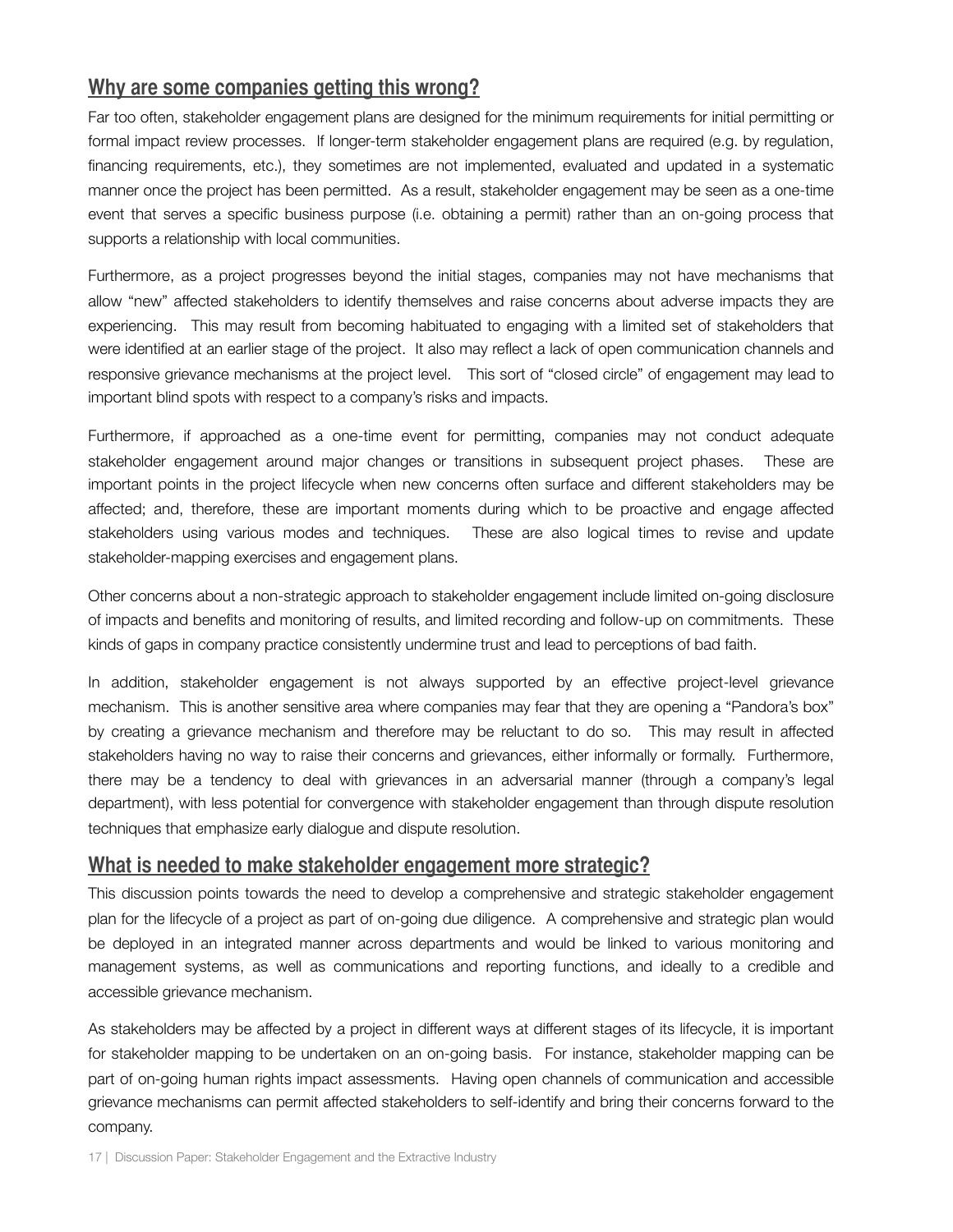## Why are some companies getting this wrong?

Far too often, stakeholder engagement plans are designed for the minimum requirements for initial permitting or formal impact review processes. If longer-term stakeholder engagement plans are required (e.g. by regulation, financing requirements, etc.), they sometimes are not implemented, evaluated and updated in a systematic manner once the project has been permitted. As a result, stakeholder engagement may be seen as a one-time event that serves a specific business purpose (i.e. obtaining a permit) rather than an on-going process that supports a relationship with local communities.

Furthermore, as a project progresses beyond the initial stages, companies may not have mechanisms that allow "new" affected stakeholders to identify themselves and raise concerns about adverse impacts they are experiencing. This may result from becoming habituated to engaging with a limited set of stakeholders that were identified at an earlier stage of the project. It also may reflect a lack of open communication channels and responsive grievance mechanisms at the project level. This sort of "closed circle" of engagement may lead to important blind spots with respect to a company's risks and impacts.

Furthermore, if approached as a one-time event for permitting, companies may not conduct adequate stakeholder engagement around major changes or transitions in subsequent project phases. These are important points in the project lifecycle when new concerns often surface and different stakeholders may be affected; and, therefore, these are important moments during which to be proactive and engage affected stakeholders using various modes and techniques. These are also logical times to revise and update stakeholder-mapping exercises and engagement plans.

Other concerns about a non-strategic approach to stakeholder engagement include limited on-going disclosure of impacts and benefits and monitoring of results, and limited recording and follow-up on commitments. These kinds of gaps in company practice consistently undermine trust and lead to perceptions of bad faith.

In addition, stakeholder engagement is not always supported by an effective project-level grievance mechanism. This is another sensitive area where companies may fear that they are opening a "Pandora's box" by creating a grievance mechanism and therefore may be reluctant to do so. This may result in affected stakeholders having no way to raise their concerns and grievances, either informally or formally. Furthermore, there may be a tendency to deal with grievances in an adversarial manner (through a company's legal department), with less potential for convergence with stakeholder engagement than through dispute resolution techniques that emphasize early dialogue and dispute resolution.

## What is needed to make stakeholder engagement more strategic?

This discussion points towards the need to develop a comprehensive and strategic stakeholder engagement plan for the lifecycle of a project as part of on-going due diligence. A comprehensive and strategic plan would be deployed in an integrated manner across departments and would be linked to various monitoring and management systems, as well as communications and reporting functions, and ideally to a credible and accessible grievance mechanism.

As stakeholders may be affected by a project in different ways at different stages of its lifecycle, it is important for stakeholder mapping to be undertaken on an on-going basis. For instance, stakeholder mapping can be part of on-going human rights impact assessments. Having open channels of communication and accessible grievance mechanisms can permit affected stakeholders to self-identify and bring their concerns forward to the company.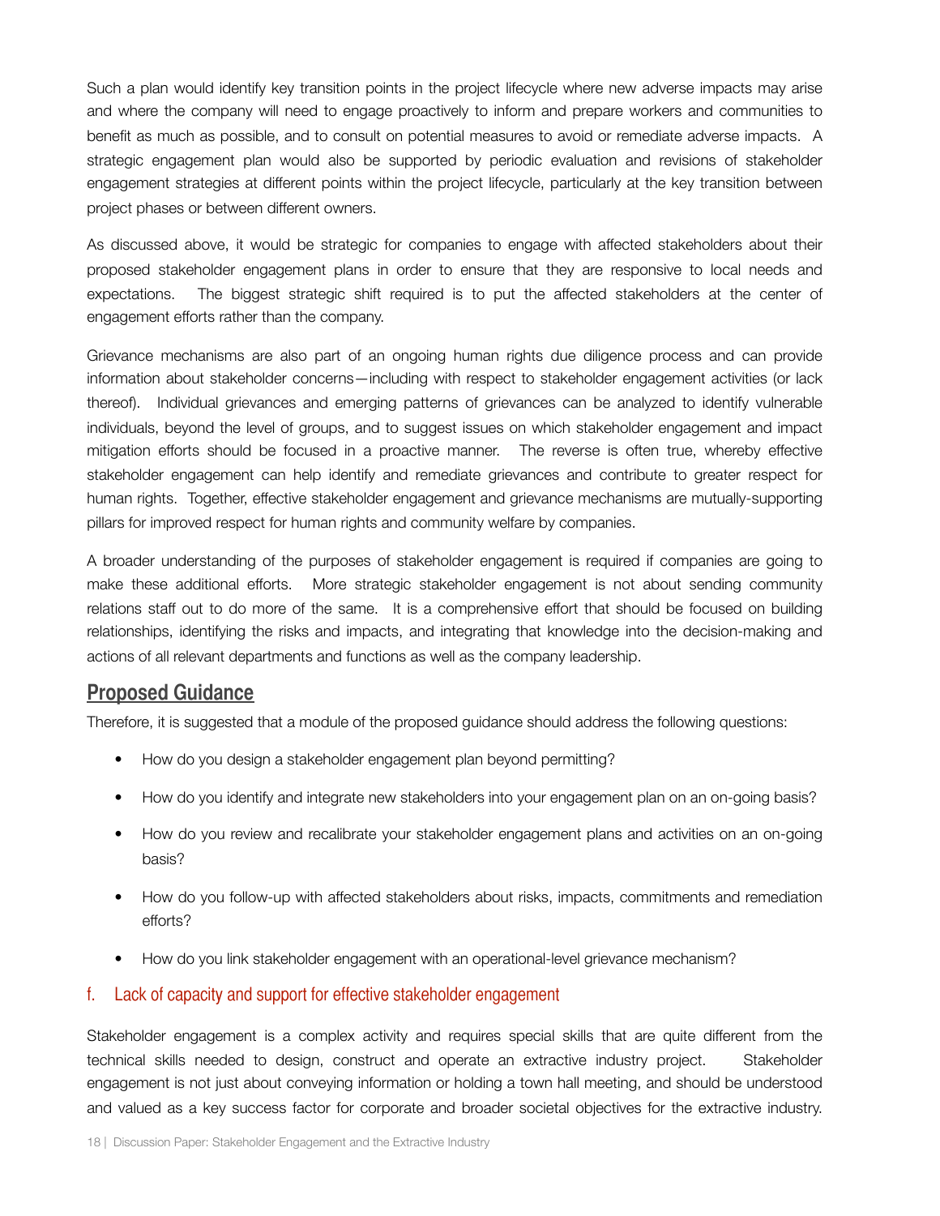Such a plan would identify key transition points in the project lifecycle where new adverse impacts may arise and where the company will need to engage proactively to inform and prepare workers and communities to benefit as much as possible, and to consult on potential measures to avoid or remediate adverse impacts. A strategic engagement plan would also be supported by periodic evaluation and revisions of stakeholder engagement strategies at different points within the project lifecycle, particularly at the key transition between project phases or between different owners.

As discussed above, it would be strategic for companies to engage with affected stakeholders about their proposed stakeholder engagement plans in order to ensure that they are responsive to local needs and expectations. The biggest strategic shift required is to put the affected stakeholders at the center of engagement efforts rather than the company.

Grievance mechanisms are also part of an ongoing human rights due diligence process and can provide information about stakeholder concerns—including with respect to stakeholder engagement activities (or lack thereof). Individual grievances and emerging patterns of grievances can be analyzed to identify vulnerable individuals, beyond the level of groups, and to suggest issues on which stakeholder engagement and impact mitigation efforts should be focused in a proactive manner. The reverse is often true, whereby effective stakeholder engagement can help identify and remediate grievances and contribute to greater respect for human rights. Together, effective stakeholder engagement and grievance mechanisms are mutually-supporting pillars for improved respect for human rights and community welfare by companies.

A broader understanding of the purposes of stakeholder engagement is required if companies are going to make these additional efforts. More strategic stakeholder engagement is not about sending community relations staff out to do more of the same. It is a comprehensive effort that should be focused on building relationships, identifying the risks and impacts, and integrating that knowledge into the decision-making and actions of all relevant departments and functions as well as the company leadership.

## Proposed Guidance

Therefore, it is suggested that a module of the proposed guidance should address the following questions:

- How do you design a stakeholder engagement plan beyond permitting?
- How do you identify and integrate new stakeholders into your engagement plan on an on-going basis?
- How do you review and recalibrate your stakeholder engagement plans and activities on an on-going basis?
- How do you follow-up with affected stakeholders about risks, impacts, commitments and remediation efforts?
- How do you link stakeholder engagement with an operational-level grievance mechanism?

### f. Lack of capacity and support for effective stakeholder engagement

Stakeholder engagement is a complex activity and requires special skills that are quite different from the technical skills needed to design, construct and operate an extractive industry project. Stakeholder engagement is not just about conveying information or holding a town hall meeting, and should be understood and valued as a key success factor for corporate and broader societal objectives for the extractive industry.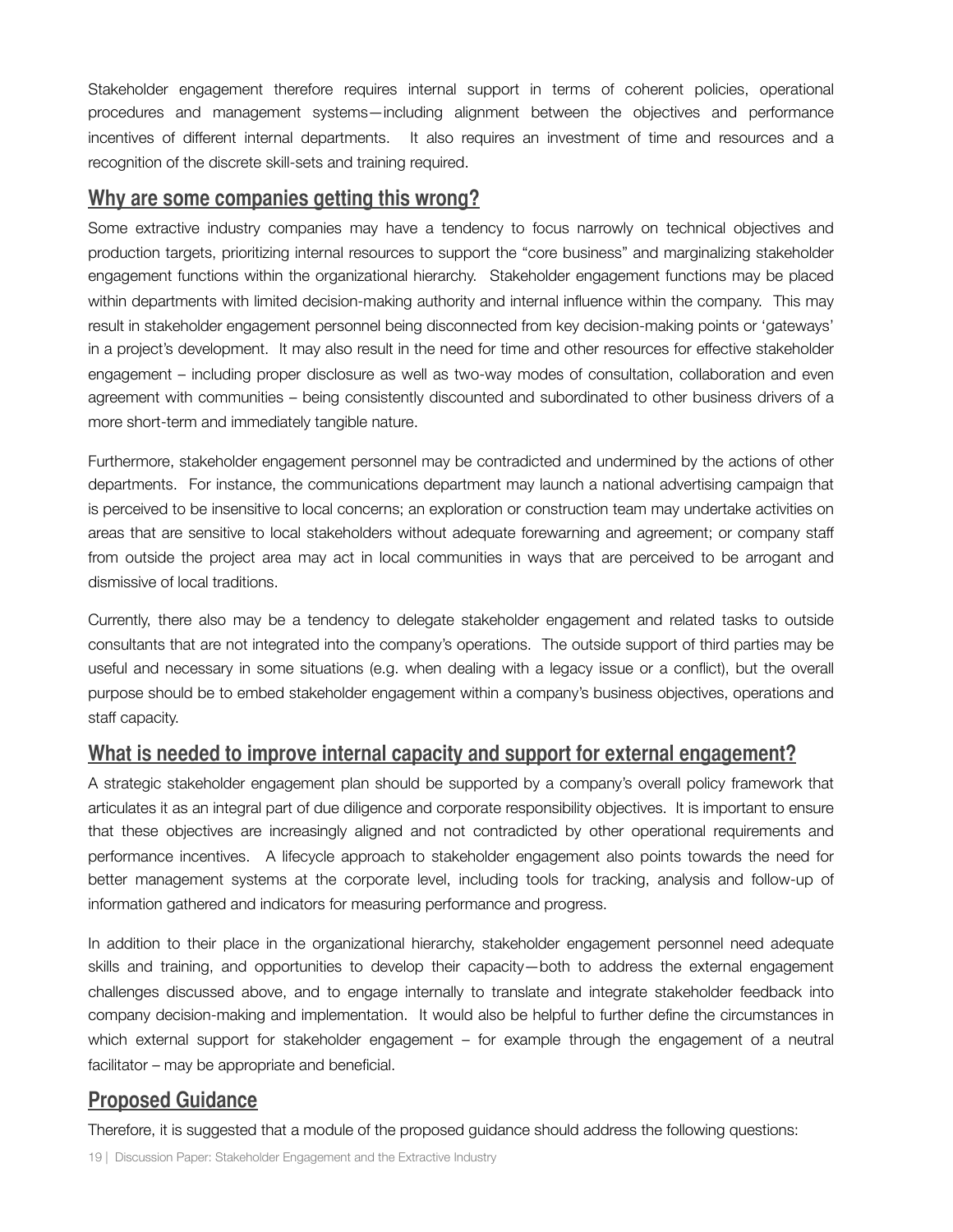Stakeholder engagement therefore requires internal support in terms of coherent policies, operational procedures and management systems—including alignment between the objectives and performance incentives of different internal departments. It also requires an investment of time and resources and a recognition of the discrete skill-sets and training required.

## Why are some companies getting this wrong?

Some extractive industry companies may have a tendency to focus narrowly on technical objectives and production targets, prioritizing internal resources to support the "core business" and marginalizing stakeholder engagement functions within the organizational hierarchy. Stakeholder engagement functions may be placed within departments with limited decision-making authority and internal influence within the company. This may result in stakeholder engagement personnel being disconnected from key decision-making points or 'gateways' in a project's development. It may also result in the need for time and other resources for effective stakeholder engagement – including proper disclosure as well as two-way modes of consultation, collaboration and even agreement with communities – being consistently discounted and subordinated to other business drivers of a more short-term and immediately tangible nature.

Furthermore, stakeholder engagement personnel may be contradicted and undermined by the actions of other departments. For instance, the communications department may launch a national advertising campaign that is perceived to be insensitive to local concerns; an exploration or construction team may undertake activities on areas that are sensitive to local stakeholders without adequate forewarning and agreement; or company staff from outside the project area may act in local communities in ways that are perceived to be arrogant and dismissive of local traditions.

Currently, there also may be a tendency to delegate stakeholder engagement and related tasks to outside consultants that are not integrated into the company's operations. The outside support of third parties may be useful and necessary in some situations (e.g. when dealing with a legacy issue or a conflict), but the overall purpose should be to embed stakeholder engagement within a company's business objectives, operations and staff capacity.

## What is needed to improve internal capacity and support for external engagement?

A strategic stakeholder engagement plan should be supported by a company's overall policy framework that articulates it as an integral part of due diligence and corporate responsibility objectives. It is important to ensure that these objectives are increasingly aligned and not contradicted by other operational requirements and performance incentives. A lifecycle approach to stakeholder engagement also points towards the need for better management systems at the corporate level, including tools for tracking, analysis and follow-up of information gathered and indicators for measuring performance and progress.

In addition to their place in the organizational hierarchy, stakeholder engagement personnel need adequate skills and training, and opportunities to develop their capacity—both to address the external engagement challenges discussed above, and to engage internally to translate and integrate stakeholder feedback into company decision-making and implementation. It would also be helpful to further define the circumstances in which external support for stakeholder engagement – for example through the engagement of a neutral facilitator – may be appropriate and beneficial.

## Proposed Guidance

Therefore, it is suggested that a module of the proposed guidance should address the following questions: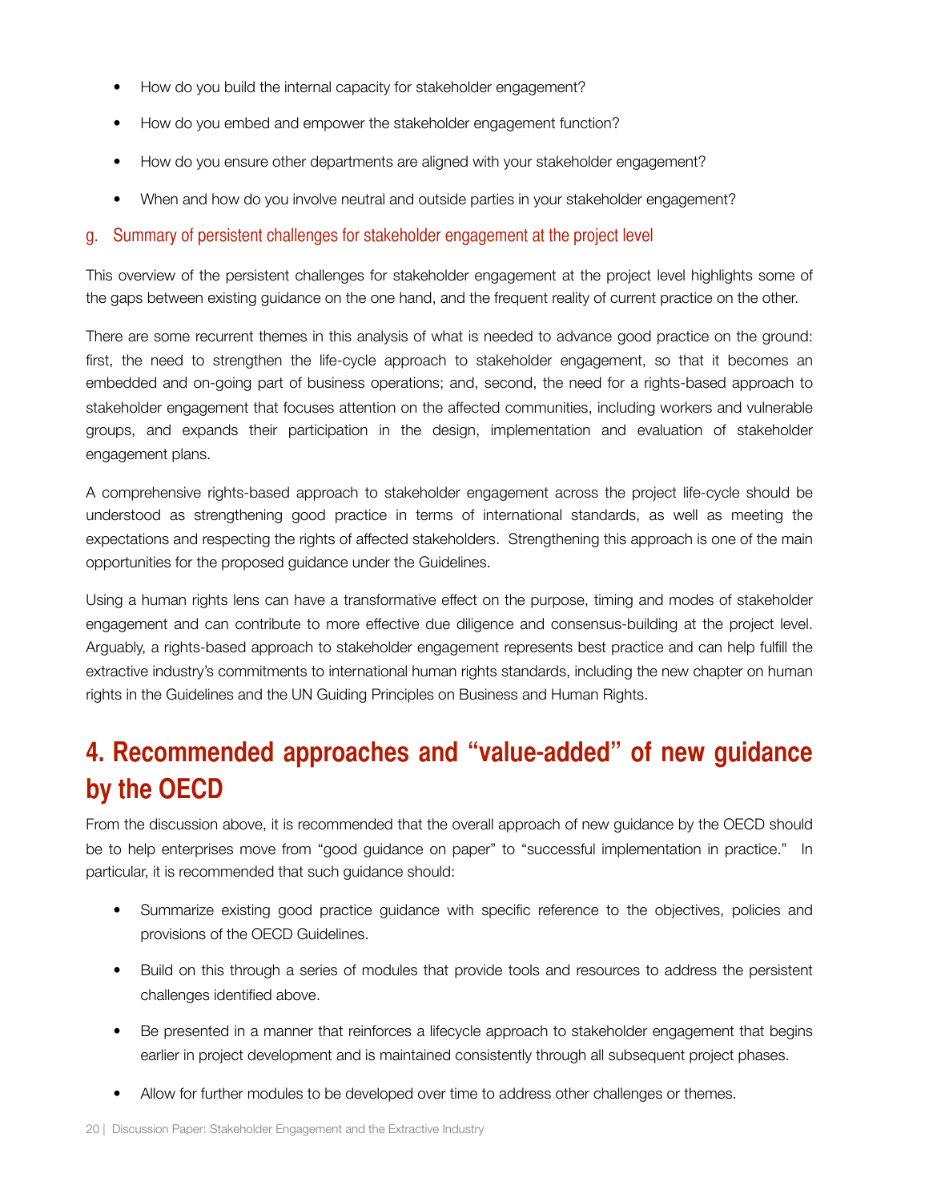- How do you build the internal capacity for stakeholder engagement?
- How do you embed and empower the stakeholder engagement function?
- How do you ensure other departments are aligned with your stakeholder engagement?
- When and how do you involve neutral and outside parties in your stakeholder engagement?

### g. Summary of persistent challenges for stakeholder engagement at the project level

This overview of the persistent challenges for stakeholder engagement at the project level highlights some of the gaps between existing guidance on the one hand, and the frequent reality of current practice on the other.

There are some recurrent themes in this analysis of what is needed to advance good practice on the ground: first, the need to strengthen the life-cycle approach to stakeholder engagement, so that it becomes an embedded and on-going part of business operations; and, second, the need for a rights-based approach to stakeholder engagement that focuses attention on the affected communities, including workers and vulnerable groups, and expands their participation in the design, implementation and evaluation of stakeholder engagement plans.

A comprehensive rights-based approach to stakeholder engagement across the project life-cycle should be understood as strengthening good practice in terms of international standards, as well as meeting the expectations and respecting the rights of affected stakeholders. Strengthening this approach is one of the main opportunities for the proposed guidance under the Guidelines.

Using a human rights lens can have a transformative effect on the purpose, timing and modes of stakeholder engagement and can contribute to more effective due diligence and consensus-building at the project level. Arguably, a rights-based approach to stakeholder engagement represents best practice and can help fulfill the extractive industry's commitments to international human rights standards, including the new chapter on human rights in the Guidelines and the UN Guiding Principles on Business and Human Rights.

## 4. Recommended approaches and "value-added" of new guidance by the OECD

From the discussion above, it is recommended that the overall approach of new guidance by the OECD should be to help enterprises move from "good guidance on paper" to "successful implementation in practice." In particular, it is recommended that such guidance should:

- Summarize existing good practice guidance with specific reference to the objectives, policies and provisions of the OECD Guidelines.
- Build on this through a series of modules that provide tools and resources to address the persistent challenges identified above.
- Be presented in a manner that reinforces a lifecycle approach to stakeholder engagement that begins earlier in project development and is maintained consistently through all subsequent project phases.
- Allow for further modules to be developed over time to address other challenges or themes.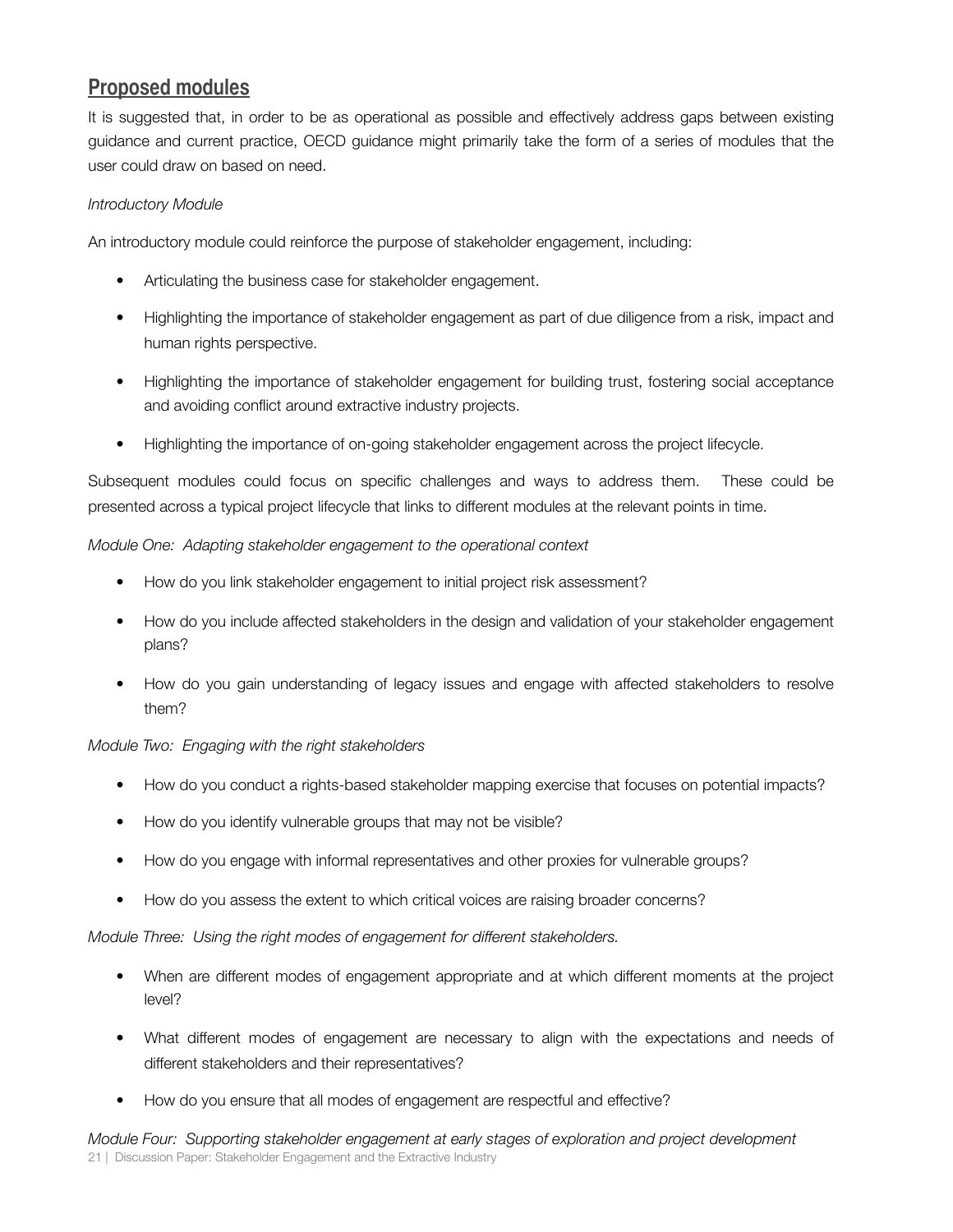## Proposed modules

It is suggested that, in order to be as operational as possible and effectively address gaps between existing guidance and current practice, OECD guidance might primarily take the form of a series of modules that the user could draw on based on need.

*Introductory Module*

An introductory module could reinforce the purpose of stakeholder engagement, including:

- Articulating the business case for stakeholder engagement.
- Highlighting the importance of stakeholder engagement as part of due diligence from a risk, impact and human rights perspective.
- Highlighting the importance of stakeholder engagement for building trust, fostering social acceptance and avoiding conflict around extractive industry projects.
- Highlighting the importance of on-going stakeholder engagement across the project lifecycle.

Subsequent modules could focus on specific challenges and ways to address them. These could be presented across a typical project lifecycle that links to different modules at the relevant points in time.

*Module One: Adapting stakeholder engagement to the operational context*

- How do you link stakeholder engagement to initial project risk assessment?
- How do you include affected stakeholders in the design and validation of your stakeholder engagement plans?
- How do you gain understanding of legacy issues and engage with affected stakeholders to resolve them?

*Module Two: Engaging with the right stakeholders*

- How do you conduct a rights-based stakeholder mapping exercise that focuses on potential impacts?
- How do you identify vulnerable groups that may not be visible?
- How do you engage with informal representatives and other proxies for vulnerable groups?
- How do you assess the extent to which critical voices are raising broader concerns?

*Module Three: Using the right modes of engagement for different stakeholders.*

- When are different modes of engagement appropriate and at which different moments at the project level?
- What different modes of engagement are necessary to align with the expectations and needs of different stakeholders and their representatives?
- How do you ensure that all modes of engagement are respectful and effective?

*Module Four: Supporting stakeholder engagement at early stages of exploration and project development*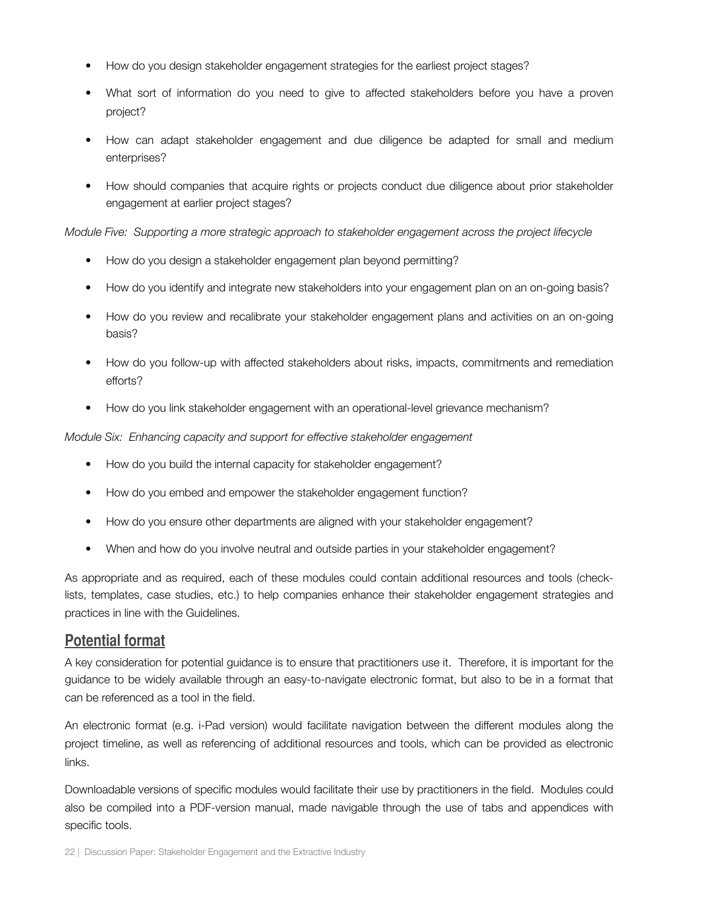- How do you design stakeholder engagement strategies for the earliest project stages?
- What sort of information do you need to give to affected stakeholders before you have a proven project?
- How can adapt stakeholder engagement and due diligence be adapted for small and medium enterprises?
- How should companies that acquire rights or projects conduct due diligence about prior stakeholder engagement at earlier project stages?

*Module Five: Supporting a more strategic approach to stakeholder engagement across the project lifecycle*

- How do you design a stakeholder engagement plan beyond permitting?
- How do you identify and integrate new stakeholders into your engagement plan on an on-going basis?
- How do you review and recalibrate your stakeholder engagement plans and activities on an on-going basis?
- How do you follow-up with affected stakeholders about risks, impacts, commitments and remediation efforts?
- How do you link stakeholder engagement with an operational-level grievance mechanism?

*Module Six: Enhancing capacity and support for effective stakeholder engagement*

- How do you build the internal capacity for stakeholder engagement?
- How do you embed and empower the stakeholder engagement function?
- How do you ensure other departments are aligned with your stakeholder engagement?
- When and how do you involve neutral and outside parties in your stakeholder engagement?

As appropriate and as required, each of these modules could contain additional resources and tools (check-lists, templates, case studies, etc.) to help companies enhance their stakeholder engagement strategies and practices in line with the Guidelines.

## Potential format

A key consideration for potential guidance is to ensure that practitioners use it. Therefore, it is important for the guidance to be widely available through an easy-to-navigate electronic format, but also to be in a format that can be referenced as a tool in the field.

An electronic format (e.g. i-Pad version) would facilitate navigation between the different modules along the project timeline, as well as referencing of additional resources and tools, which can be provided as electronic links.

Downloadable versions of specific modules would facilitate their use by practitioners in the field. Modules could also be compiled into a PDF-version manual, made navigable through the use of tabs and appendices with specific tools.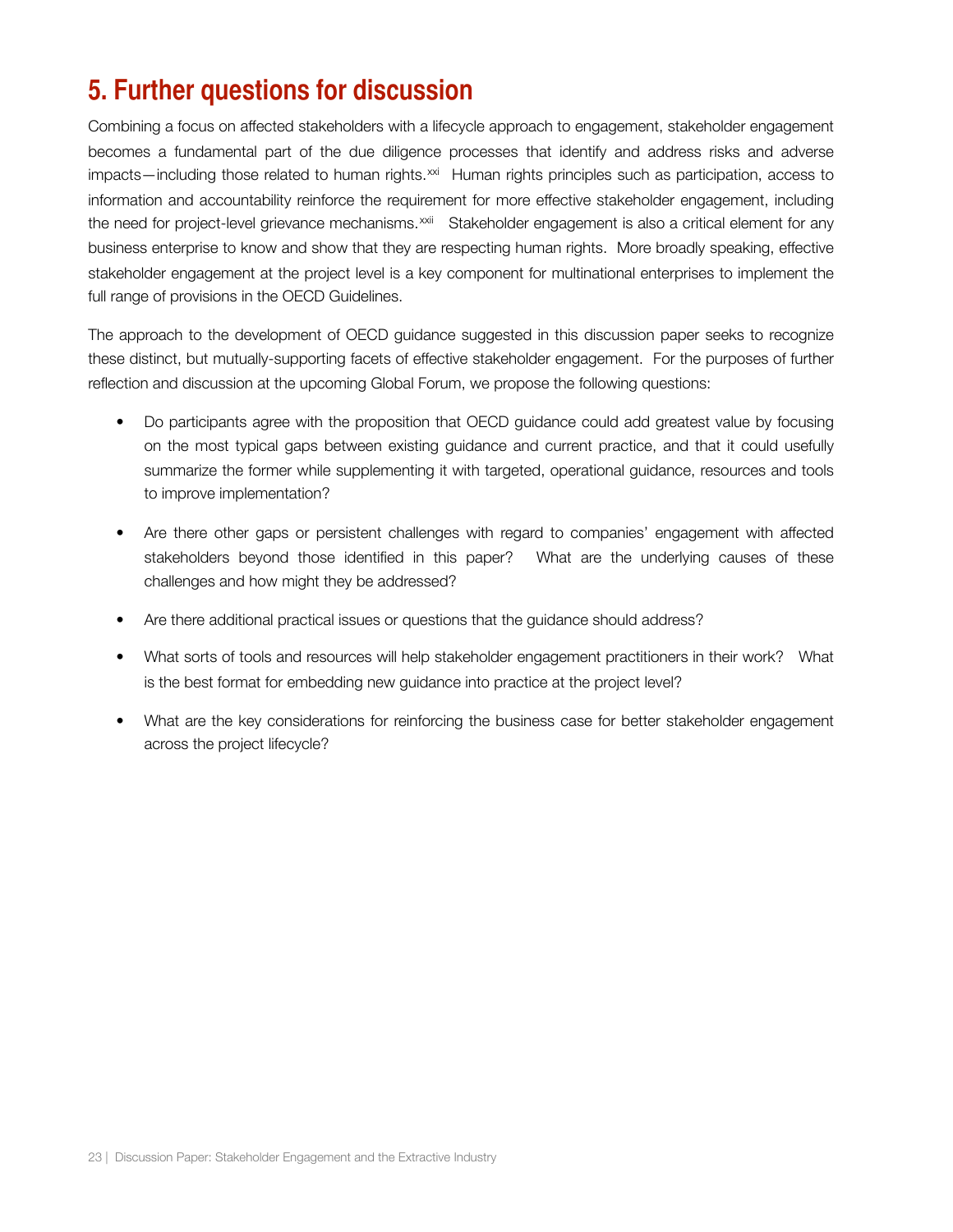# 5. Further questions for discussion

Combining a focus on affected stakeholders with a lifecycle approach to engagement, stakeholder engagement becomes a fundamental part of the due diligence processes that identify and address risks and adverse impacts—including those related to human rights.[xxi] Human rights principles such as participation, access to information and accountability reinforce the requirement for more effective stakeholder engagement, including the need for project-level grievance mechanisms.[xxii] Stakeholder engagement is also a critical element for any business enterprise to know and show that they are respecting human rights. More broadly speaking, effective stakeholder engagement at the project level is a key component for multinational enterprises to implement the full range of provisions in the OECD Guidelines.

The approach to the development of OECD guidance suggested in this discussion paper seeks to recognize these distinct, but mutually-supporting facets of effective stakeholder engagement. For the purposes of further reflection and discussion at the upcoming Global Forum, we propose the following questions:

- Do participants agree with the proposition that OECD guidance could add greatest value by focusing on the most typical gaps between existing guidance and current practice, and that it could usefully summarize the former while supplementing it with targeted, operational guidance, resources and tools to improve implementation?

- Are there other gaps or persistent challenges with regard to companies' engagement with affected stakeholders beyond those identified in this paper? What are the underlying causes of these challenges and how might they be addressed?

- Are there additional practical issues or questions that the guidance should address?

- What sorts of tools and resources will help stakeholder engagement practitioners in their work? What is the best format for embedding new guidance into practice at the project level?

- What are the key considerations for reinforcing the business case for better stakeholder engagement across the project lifecycle?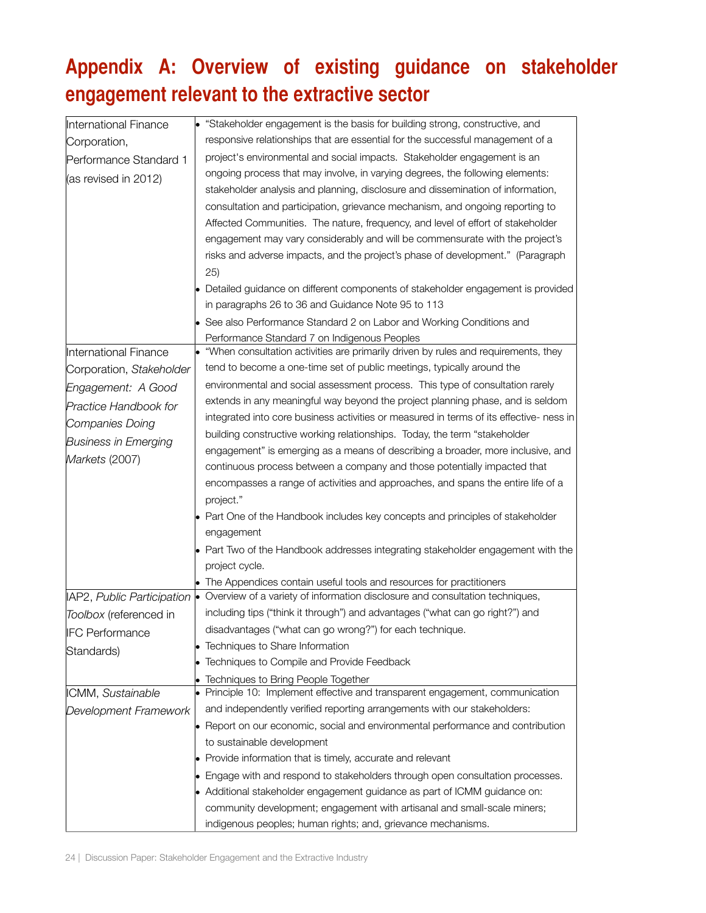# Appendix A: Overview of existing guidance on stakeholder engagement relevant to the extractive sector

| | |
|---|---|
| International Finance Corporation, Performance Standard 1 (as revised in 2012) | • "Stakeholder engagement is the basis for building strong, constructive, and responsive relationships that are essential for the successful management of a project's environmental and social impacts. Stakeholder engagement is an ongoing process that may involve, in varying degrees, the following elements: stakeholder analysis and planning, disclosure and dissemination of information, consultation and participation, grievance mechanism, and ongoing reporting to Affected Communities. The nature, frequency, and level of effort of stakeholder engagement may vary considerably and will be commensurate with the project's risks and adverse impacts, and the project's phase of development." (Paragraph 25)<br>• Detailed guidance on different components of stakeholder engagement is provided in paragraphs 26 to 36 and Guidance Note 95 to 113<br>• See also Performance Standard 2 on Labor and Working Conditions and Performance Standard 7 on Indigenous Peoples |
| International Finance Corporation, *Stakeholder Engagement: A Good Practice Handbook for Companies Doing Business in Emerging Markets* (2007) | • "When consultation activities are primarily driven by rules and requirements, they tend to become a one-time set of public meetings, typically around the environmental and social assessment process. This type of consultation rarely extends in any meaningful way beyond the project planning phase, and is seldom integrated into core business activities or measured in terms of its effective- ness in building constructive working relationships. Today, the term "stakeholder engagement" is emerging as a means of describing a broader, more inclusive, and continuous process between a company and those potentially impacted that encompasses a range of activities and approaches, and spans the entire life of a project."<br>• Part One of the Handbook includes key concepts and principles of stakeholder engagement<br>• Part Two of the Handbook addresses integrating stakeholder engagement with the project cycle.<br>• The Appendices contain useful tools and resources for practitioners |
| IAP2, *Public Participation Toolbox* (referenced in IFC Performance Standards) | • Overview of a variety of information disclosure and consultation techniques, including tips ("think it through") and advantages ("what can go right?") and disadvantages ("what can go wrong?") for each technique.<br>• Techniques to Share Information<br>• Techniques to Compile and Provide Feedback<br>• Techniques to Bring People Together |
| ICMM, *Sustainable Development Framework* | • Principle 10: Implement effective and transparent engagement, communication and independently verified reporting arrangements with our stakeholders:<br>• Report on our economic, social and environmental performance and contribution to sustainable development<br>• Provide information that is timely, accurate and relevant<br>• Engage with and respond to stakeholders through open consultation processes.<br>• Additional stakeholder engagement guidance as part of ICMM guidance on: community development; engagement with artisanal and small-scale miners; indigenous peoples; human rights; and, grievance mechanisms. |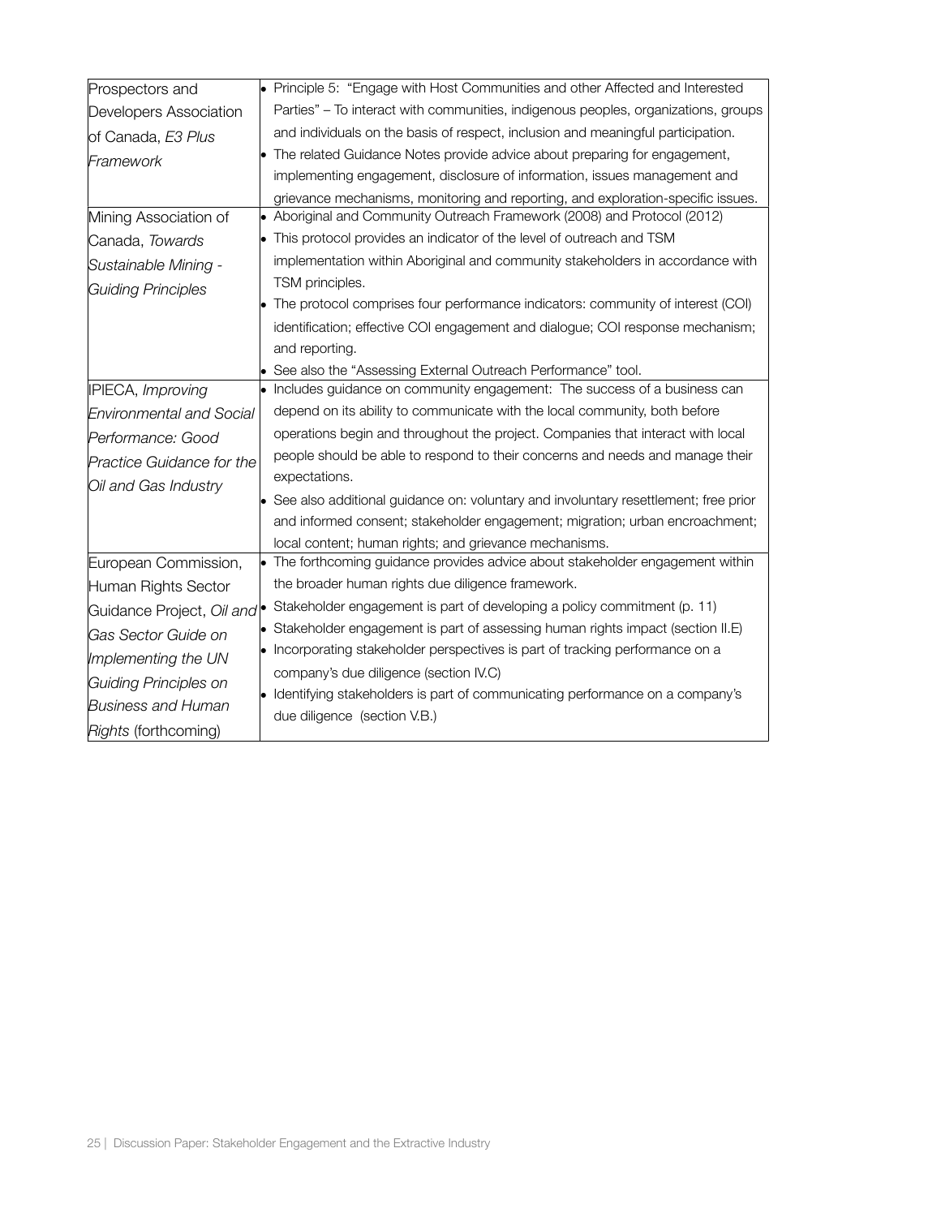| | |
|---|---|
| Prospectors and Developers Association of Canada, *E3 Plus Framework* | • Principle 5: "Engage with Host Communities and other Affected and Interested Parties" – To interact with communities, indigenous peoples, organizations, groups and individuals on the basis of respect, inclusion and meaningful participation.<br>• The related Guidance Notes provide advice about preparing for engagement, implementing engagement, disclosure of information, issues management and grievance mechanisms, monitoring and reporting, and exploration-specific issues. |
| Mining Association of Canada, *Towards Sustainable Mining - Guiding Principles* | • Aboriginal and Community Outreach Framework (2008) and Protocol (2012)<br>• This protocol provides an indicator of the level of outreach and TSM implementation within Aboriginal and community stakeholders in accordance with TSM principles.<br>• The protocol comprises four performance indicators: community of interest (COI) identification; effective COI engagement and dialogue; COI response mechanism; and reporting.<br>• See also the "Assessing External Outreach Performance" tool. |
| IPIECA, *Improving Environmental and Social Performance: Good Practice Guidance for the Oil and Gas Industry* | • Includes guidance on community engagement: The success of a business can depend on its ability to communicate with the local community, both before operations begin and throughout the project. Companies that interact with local people should be able to respond to their concerns and needs and manage their expectations.<br>• See also additional guidance on: voluntary and involuntary resettlement; free prior and informed consent; stakeholder engagement; migration; urban encroachment; local content; human rights; and grievance mechanisms. |
| European Commission, Human Rights Sector Guidance Project, *Oil and Gas Sector Guide on Implementing the UN Guiding Principles on Business and Human Rights* (forthcoming) | • The forthcoming guidance provides advice about stakeholder engagement within the broader human rights due diligence framework.<br>• Stakeholder engagement is part of developing a policy commitment (p. 11)<br>• Stakeholder engagement is part of assessing human rights impact (section II.E)<br>• Incorporating stakeholder perspectives is part of tracking performance on a company's due diligence (section IV.C)<br>• Identifying stakeholders is part of communicating performance on a company's due diligence (section V.B.) |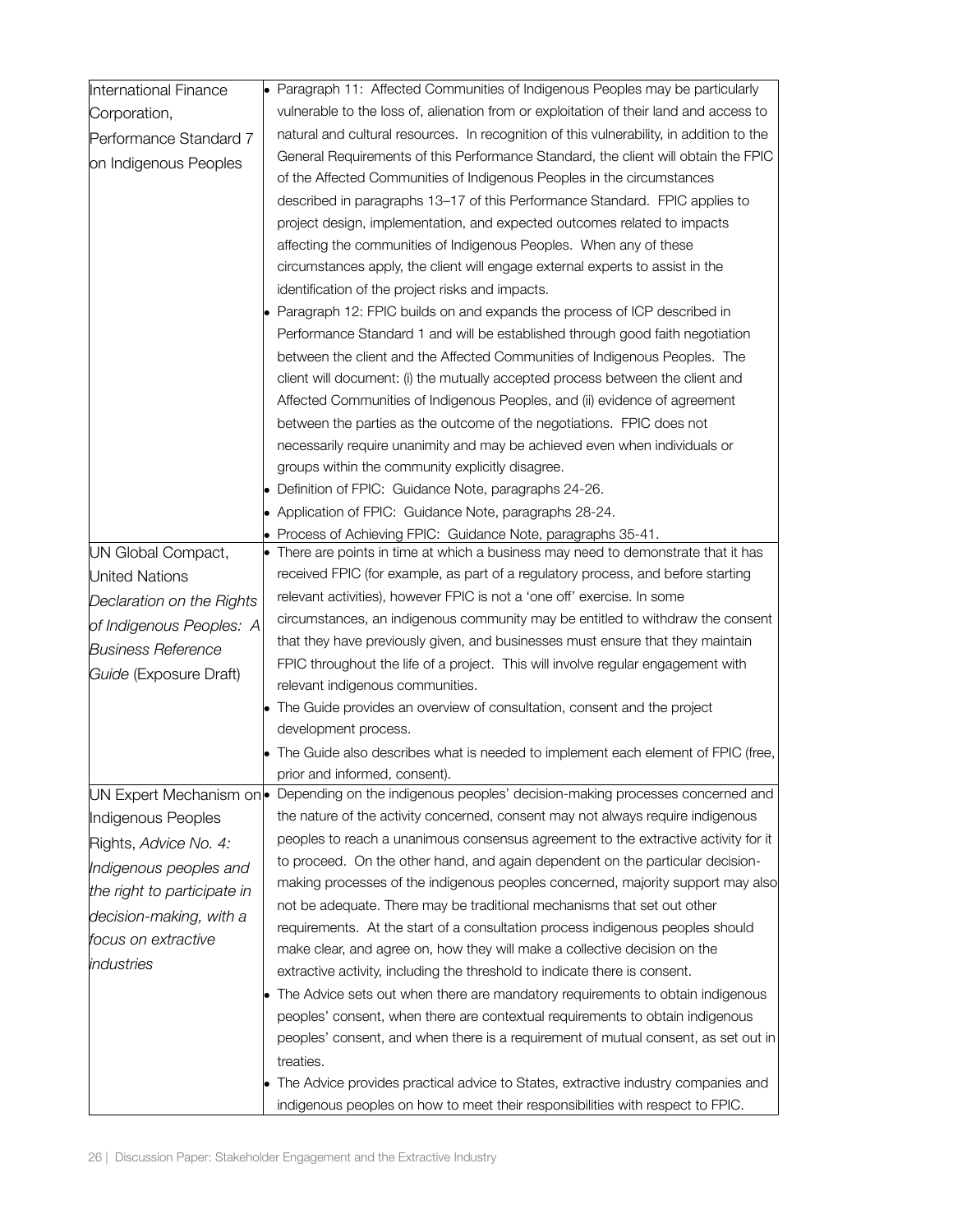| | |
|---|---|
| International Finance Corporation, Performance Standard 7 on Indigenous Peoples | • Paragraph 11: Affected Communities of Indigenous Peoples may be particularly vulnerable to the loss of, alienation from or exploitation of their land and access to natural and cultural resources. In recognition of this vulnerability, in addition to the General Requirements of this Performance Standard, the client will obtain the FPIC of the Affected Communities of Indigenous Peoples in the circumstances described in paragraphs 13–17 of this Performance Standard. FPIC applies to project design, implementation, and expected outcomes related to impacts affecting the communities of Indigenous Peoples. When any of these circumstances apply, the client will engage external experts to assist in the identification of the project risks and impacts.<br>• Paragraph 12: FPIC builds on and expands the process of ICP described in Performance Standard 1 and will be established through good faith negotiation between the client and the Affected Communities of Indigenous Peoples. The client will document: (i) the mutually accepted process between the client and Affected Communities of Indigenous Peoples, and (ii) evidence of agreement between the parties as the outcome of the negotiations. FPIC does not necessarily require unanimity and may be achieved even when individuals or groups within the community explicitly disagree.<br>• Definition of FPIC: Guidance Note, paragraphs 24-26.<br>• Application of FPIC: Guidance Note, paragraphs 28-24.<br>• Process of Achieving FPIC: Guidance Note, paragraphs 35-41. |
| UN Global Compact, United Nations *Declaration on the Rights of Indigenous Peoples: A Business Reference Guide* (Exposure Draft) | • There are points in time at which a business may need to demonstrate that it has received FPIC (for example, as part of a regulatory process, and before starting relevant activities), however FPIC is not a 'one off' exercise. In some circumstances, an indigenous community may be entitled to withdraw the consent that they have previously given, and businesses must ensure that they maintain FPIC throughout the life of a project. This will involve regular engagement with relevant indigenous communities.<br>• The Guide provides an overview of consultation, consent and the project development process.<br>• The Guide also describes what is needed to implement each element of FPIC (free, prior and informed, consent). |
| UN Expert Mechanism on Indigenous Peoples Rights, *Advice No. 4: Indigenous peoples and the right to participate in decision-making, with a focus on extractive industries* | • Depending on the indigenous peoples' decision-making processes concerned and the nature of the activity concerned, consent may not always require indigenous peoples to reach a unanimous consensus agreement to the extractive activity for it to proceed. On the other hand, and again dependent on the particular decision-making processes of the indigenous peoples concerned, majority support may also not be adequate. There may be traditional mechanisms that set out other requirements. At the start of a consultation process indigenous peoples should make clear, and agree on, how they will make a collective decision on the extractive activity, including the threshold to indicate there is consent.<br>• The Advice sets out when there are mandatory requirements to obtain indigenous peoples' consent, when there are contextual requirements to obtain indigenous peoples' consent, and when there is a requirement of mutual consent, as set out in treaties.<br>• The Advice provides practical advice to States, extractive industry companies and indigenous peoples on how to meet their responsibilities with respect to FPIC. |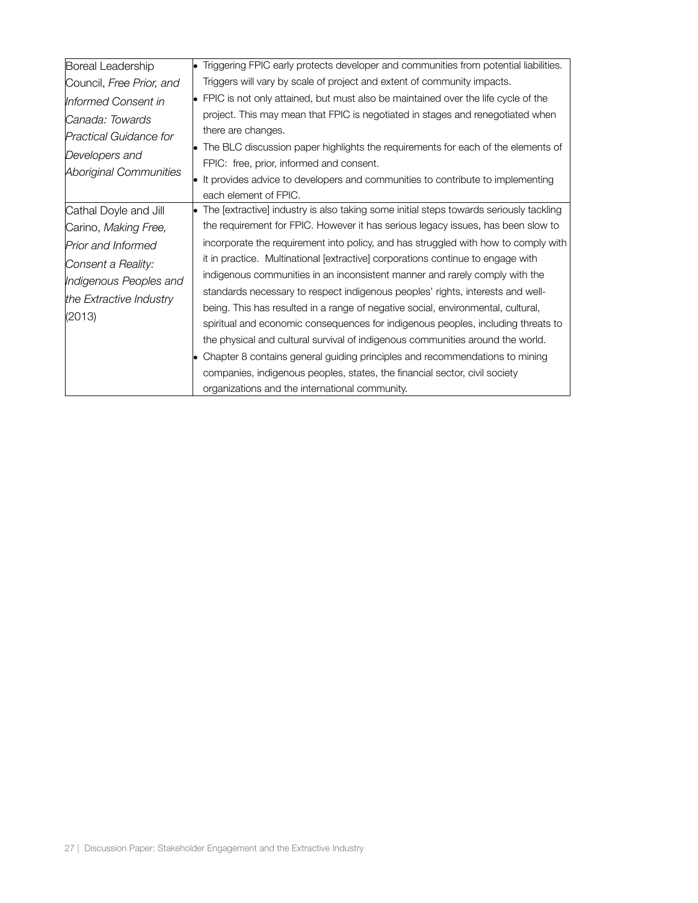| | |
|---|---|
| Boreal Leadership Council, *Free Prior, and Informed Consent in Canada: Towards Practical Guidance for Developers and Aboriginal Communities* | • Triggering FPIC early protects developer and communities from potential liabilities. Triggers will vary by scale of project and extent of community impacts.<br>• FPIC is not only attained, but must also be maintained over the life cycle of the project. This may mean that FPIC is negotiated in stages and renegotiated when there are changes.<br>• The BLC discussion paper highlights the requirements for each of the elements of FPIC: free, prior, informed and consent.<br>• It provides advice to developers and communities to contribute to implementing each element of FPIC. |
| Cathal Doyle and Jill Carino, *Making Free, Prior and Informed Consent a Reality: Indigenous Peoples and the Extractive Industry* (2013) | • The [extractive] industry is also taking some initial steps towards seriously tackling the requirement for FPIC. However it has serious legacy issues, has been slow to incorporate the requirement into policy, and has struggled with how to comply with it in practice. Multinational [extractive] corporations continue to engage with indigenous communities in an inconsistent manner and rarely comply with the standards necessary to respect indigenous peoples' rights, interests and well-being. This has resulted in a range of negative social, environmental, cultural, spiritual and economic consequences for indigenous peoples, including threats to the physical and cultural survival of indigenous communities around the world.<br>• Chapter 8 contains general guiding principles and recommendations to mining companies, indigenous peoples, states, the financial sector, civil society organizations and the international community. |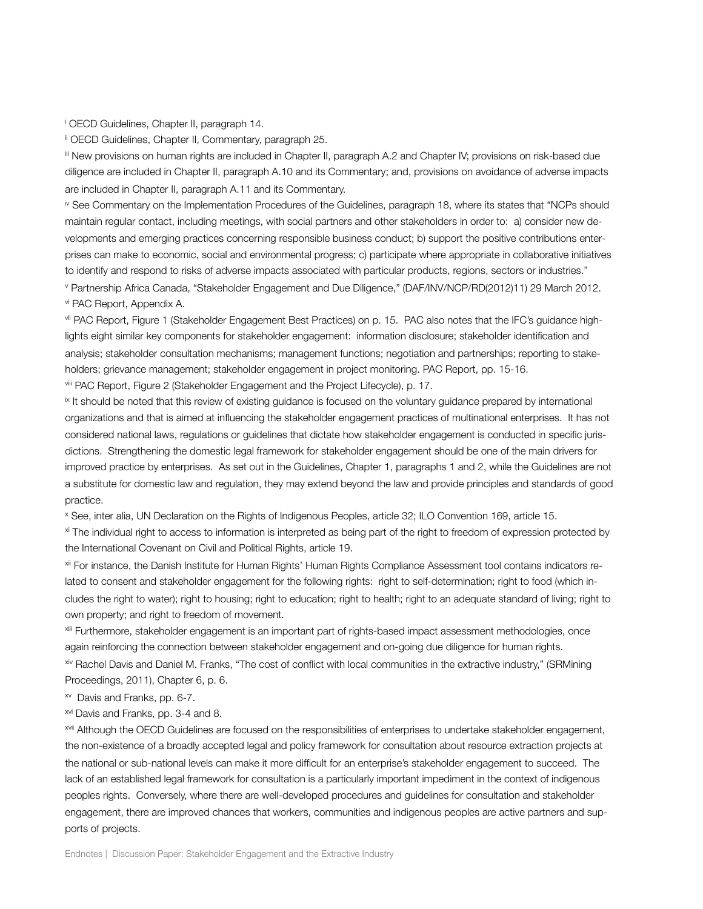[i] OECD Guidelines, Chapter II, paragraph 14.

[ii] OECD Guidelines, Chapter II, Commentary, paragraph 25.

[iii] New provisions on human rights are included in Chapter II, paragraph A.2 and Chapter IV; provisions on risk-based due diligence are included in Chapter II, paragraph A.10 and its Commentary; and, provisions on avoidance of adverse impacts are included in Chapter II, paragraph A.11 and its Commentary.

[iv] See Commentary on the Implementation Procedures of the Guidelines, paragraph 18, where its states that "NCPs should maintain regular contact, including meetings, with social partners and other stakeholders in order to: a) consider new developments and emerging practices concerning responsible business conduct; b) support the positive contributions enterprises can make to economic, social and environmental progress; c) participate where appropriate in collaborative initiatives to identify and respond to risks of adverse impacts associated with particular products, regions, sectors or industries."

[v] Partnership Africa Canada, "Stakeholder Engagement and Due Diligence," (DAF/INV/NCP/RD(2012)11) 29 March 2012.

[vi] PAC Report, Appendix A.

[vii] PAC Report, Figure 1 (Stakeholder Engagement Best Practices) on p. 15. PAC also notes that the IFC's guidance highlights eight similar key components for stakeholder engagement: information disclosure; stakeholder identification and analysis; stakeholder consultation mechanisms; management functions; negotiation and partnerships; reporting to stakeholders; grievance management; stakeholder engagement in project monitoring. PAC Report, pp. 15-16.

[viii] PAC Report, Figure 2 (Stakeholder Engagement and the Project Lifecycle), p. 17.

[ix] It should be noted that this review of existing guidance is focused on the voluntary guidance prepared by international organizations and that is aimed at influencing the stakeholder engagement practices of multinational enterprises. It has not considered national laws, regulations or guidelines that dictate how stakeholder engagement is conducted in specific jurisdictions. Strengthening the domestic legal framework for stakeholder engagement should be one of the main drivers for improved practice by enterprises. As set out in the Guidelines, Chapter 1, paragraphs 1 and 2, while the Guidelines are not a substitute for domestic law and regulation, they may extend beyond the law and provide principles and standards of good practice.

[x] See, inter alia, UN Declaration on the Rights of Indigenous Peoples, article 32; ILO Convention 169, article 15.

[xi] The individual right to access to information is interpreted as being part of the right to freedom of expression protected by the International Covenant on Civil and Political Rights, article 19.

[xii] For instance, the Danish Institute for Human Rights' Human Rights Compliance Assessment tool contains indicators related to consent and stakeholder engagement for the following rights: right to self-determination; right to food (which includes the right to water); right to housing; right to education; right to health; right to an adequate standard of living; right to own property; and right to freedom of movement.

[xiii] Furthermore, stakeholder engagement is an important part of rights-based impact assessment methodologies, once again reinforcing the connection between stakeholder engagement and on-going due diligence for human rights.

[xiv] Rachel Davis and Daniel M. Franks, "The cost of conflict with local communities in the extractive industry," (SRMining Proceedings, 2011), Chapter 6, p. 6.

[xv] Davis and Franks, pp. 6-7.

[xvi] Davis and Franks, pp. 3-4 and 8.

[xvii] Although the OECD Guidelines are focused on the responsibilities of enterprises to undertake stakeholder engagement, the non-existence of a broadly accepted legal and policy framework for consultation about resource extraction projects at the national or sub-national levels can make it more difficult for an enterprise's stakeholder engagement to succeed. The lack of an established legal framework for consultation is a particularly important impediment in the context of indigenous peoples rights. Conversely, where there are well-developed procedures and guidelines for consultation and stakeholder engagement, there are improved chances that workers, communities and indigenous peoples are active partners and supports of projects.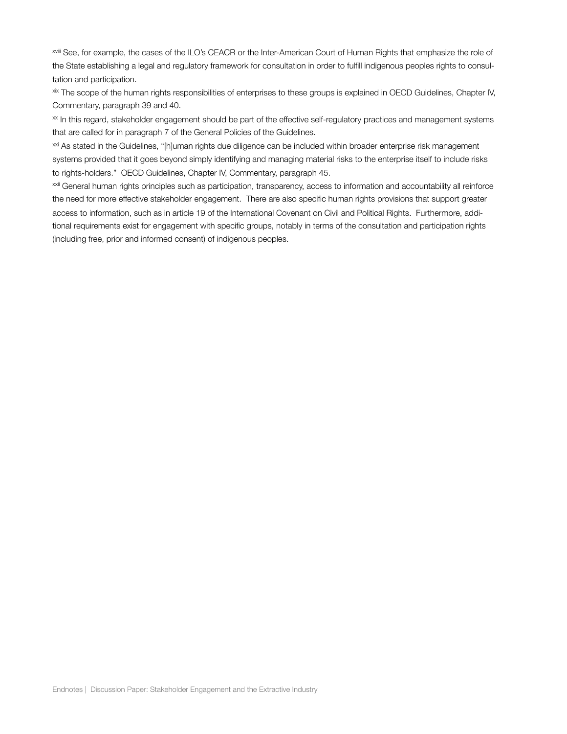[xviii] See, for example, the cases of the ILO's CEACR or the Inter-American Court of Human Rights that emphasize the role of the State establishing a legal and regulatory framework for consultation in order to fulfill indigenous peoples rights to consultation and participation.

[xix] The scope of the human rights responsibilities of enterprises to these groups is explained in OECD Guidelines, Chapter IV, Commentary, paragraph 39 and 40.

[xx] In this regard, stakeholder engagement should be part of the effective self-regulatory practices and management systems that are called for in paragraph 7 of the General Policies of the Guidelines.

[xxi] As stated in the Guidelines, "[h]uman rights due diligence can be included within broader enterprise risk management systems provided that it goes beyond simply identifying and managing material risks to the enterprise itself to include risks to rights-holders." OECD Guidelines, Chapter IV, Commentary, paragraph 45.

[xxii] General human rights principles such as participation, transparency, access to information and accountability all reinforce the need for more effective stakeholder engagement. There are also specific human rights provisions that support greater access to information, such as in article 19 of the International Covenant on Civil and Political Rights. Furthermore, additional requirements exist for engagement with specific groups, notably in terms of the consultation and participation rights (including free, prior and informed consent) of indigenous peoples.